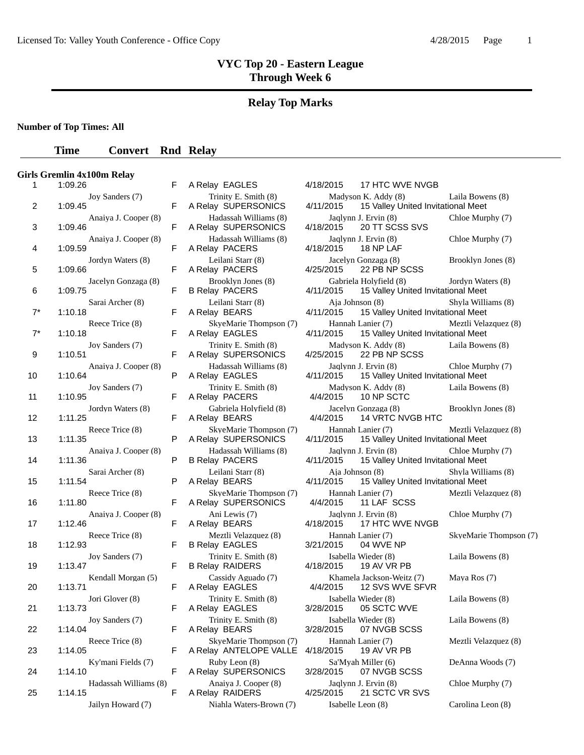# VYC Top 20 - Eastern League
## Through Week 6

## Relay Top Marks

**Number of Top Times: All**

### Girls Gremlin 4x100m Relay

| # | Time | Convert | Rnd | Relay | Date | Meet |
|---|---|---|---|---|---|---|
| 1 | 1:09.26 | | F | A Relay EAGLES | 4/18/2015 | 17 HTC WVE NVGB |
| | Joy Sanders (7) | | | Trinity E. Smith (8) | Madyson K. Addy (8) | Laila Bowens (8) |
| 2 | 1:09.45 | | F | A Relay SUPERSONICS | 4/11/2015 | 15 Valley United Invitational Meet |
| | Anaiya J. Cooper (8) | | | Hadassah Williams (8) | Jaqlynn J. Ervin (8) | Chloe Murphy (7) |
| 3 | 1:09.46 | | F | A Relay SUPERSONICS | 4/18/2015 | 20 TT SCSS SVS |
| | Anaiya J. Cooper (8) | | | Hadassah Williams (8) | Jaqlynn J. Ervin (8) | Chloe Murphy (7) |
| 4 | 1:09.59 | | F | A Relay PACERS | 4/18/2015 | 18 NP LAF |
| | Jordyn Waters (8) | | | Leilani Starr (8) | Jacelyn Gonzaga (8) | Brooklyn Jones (8) |
| 5 | 1:09.66 | | F | A Relay PACERS | 4/25/2015 | 22 PB NP SCSS |
| | Jacelyn Gonzaga (8) | | | Brooklyn Jones (8) | Gabriela Holyfield (8) | Jordyn Waters (8) |
| 6 | 1:09.75 | | F | B Relay PACERS | 4/11/2015 | 15 Valley United Invitational Meet |
| | Sarai Archer (8) | | | Leilani Starr (8) | Aja Johnson (8) | Shyla Williams (8) |
| 7* | 1:10.18 | | F | A Relay BEARS | 4/11/2015 | 15 Valley United Invitational Meet |
| | Reece Trice (8) | | | SkyeMarie Thompson (7) | Hannah Lanier (7) | Meztli Velazquez (8) |
| 7* | 1:10.18 | | F | A Relay EAGLES | 4/11/2015 | 15 Valley United Invitational Meet |
| | Joy Sanders (7) | | | Trinity E. Smith (8) | Madyson K. Addy (8) | Laila Bowens (8) |
| 9 | 1:10.51 | | F | A Relay SUPERSONICS | 4/25/2015 | 22 PB NP SCSS |
| | Anaiya J. Cooper (8) | | | Hadassah Williams (8) | Jaqlynn J. Ervin (8) | Chloe Murphy (7) |
| 10 | 1:10.64 | | P | A Relay EAGLES | 4/11/2015 | 15 Valley United Invitational Meet |
| | Joy Sanders (7) | | | Trinity E. Smith (8) | Madyson K. Addy (8) | Laila Bowens (8) |
| 11 | 1:10.95 | | F | A Relay PACERS | 4/4/2015 | 10 NP SCTC |
| | Jordyn Waters (8) | | | Gabriela Holyfield (8) | Jacelyn Gonzaga (8) | Brooklyn Jones (8) |
| 12 | 1:11.25 | | F | A Relay BEARS | 4/4/2015 | 14 VRTC NVGB HTC |
| | Reece Trice (8) | | | SkyeMarie Thompson (7) | Hannah Lanier (7) | Meztli Velazquez (8) |
| 13 | 1:11.35 | | P | A Relay SUPERSONICS | 4/11/2015 | 15 Valley United Invitational Meet |
| | Anaiya J. Cooper (8) | | | Hadassah Williams (8) | Jaqlynn J. Ervin (8) | Chloe Murphy (7) |
| 14 | 1:11.36 | | P | B Relay PACERS | 4/11/2015 | 15 Valley United Invitational Meet |
| | Sarai Archer (8) | | | Leilani Starr (8) | Aja Johnson (8) | Shyla Williams (8) |
| 15 | 1:11.54 | | P | A Relay BEARS | 4/11/2015 | 15 Valley United Invitational Meet |
| | Reece Trice (8) | | | SkyeMarie Thompson (7) | Hannah Lanier (7) | Meztli Velazquez (8) |
| 16 | 1:11.80 | | F | A Relay SUPERSONICS | 4/4/2015 | 11 LAF SCSS |
| | Anaiya J. Cooper (8) | | | Ani Lewis (7) | Jaqlynn J. Ervin (8) | Chloe Murphy (7) |
| 17 | 1:12.46 | | F | A Relay BEARS | 4/18/2015 | 17 HTC WVE NVGB |
| | Reece Trice (8) | | | Meztli Velazquez (8) | Hannah Lanier (7) | SkyeMarie Thompson (7) |
| 18 | 1:12.93 | | F | B Relay EAGLES | 3/21/2015 | 04 WVE NP |
| | Joy Sanders (7) | | | Trinity E. Smith (8) | Isabella Wieder (8) | Laila Bowens (8) |
| 19 | 1:13.47 | | F | B Relay RAIDERS | 4/18/2015 | 19 AV VR PB |
| | Kendall Morgan (5) | | | Cassidy Aguado (7) | Khamela Jackson-Weitz (7) | Maya Ros (7) |
| 20 | 1:13.71 | | F | A Relay EAGLES | 4/4/2015 | 12 SVS WVE SFVR |
| | Jori Glover (8) | | | Trinity E. Smith (8) | Isabella Wieder (8) | Laila Bowens (8) |
| 21 | 1:13.73 | | F | A Relay EAGLES | 3/28/2015 | 05 SCTC WVE |
| | Joy Sanders (7) | | | Trinity E. Smith (8) | Isabella Wieder (8) | Laila Bowens (8) |
| 22 | 1:14.04 | | F | A Relay BEARS | 3/28/2015 | 07 NVGB SCSS |
| | Reece Trice (8) | | | SkyeMarie Thompson (7) | Hannah Lanier (7) | Meztli Velazquez (8) |
| 23 | 1:14.05 | | F | A Relay ANTELOPE VALLE | 4/18/2015 | 19 AV VR PB |
| | Ky'mani Fields (7) | | | Ruby Leon (8) | Sa'Myah Miller (6) | DeAnna Woods (7) |
| 24 | 1:14.10 | | F | A Relay SUPERSONICS | 3/28/2015 | 07 NVGB SCSS |
| | Hadassah Williams (8) | | | Anaiya J. Cooper (8) | Jaqlynn J. Ervin (8) | Chloe Murphy (7) |
| 25 | 1:14.15 | | F | A Relay RAIDERS | 4/25/2015 | 21 SCTC VR SVS |
| | Jailyn Howard (7) | | | Niahla Waters-Brown (7) | Isabelle Leon (8) | Carolina Leon (8) |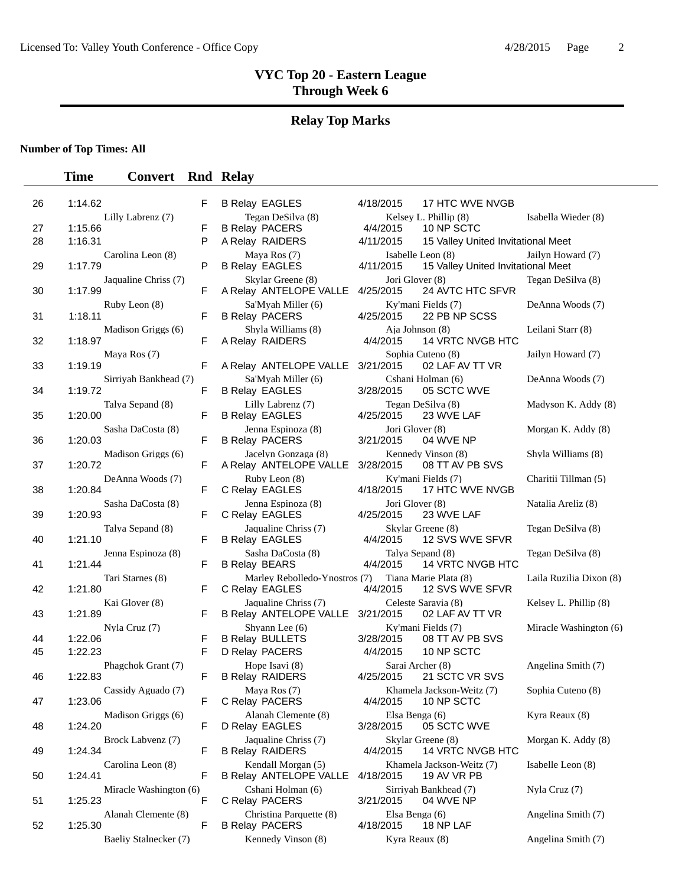# VYC Top 20 - Eastern League
## Through Week 6

## Relay Top Marks

**Number of Top Times: All**

| # | Time | Convert | Rnd | Relay | Date | Meet | Leg 1 | Leg 2 | Leg 3 | Leg 4 |
|---|---|---|---|---|---|---|---|---|---|---|
| 26 | 1:14.62 | | F | B Relay EAGLES | 4/18/2015 | 17 HTC WVE NVGB | Lilly Labrenz (7) | Tegan DeSilva (8) | Kelsey L. Phillip (8) | Isabella Wieder (8) |
| 27 | 1:15.66 | | F | B Relay PACERS | 4/4/2015 | 10 NP SCTC | | | | |
| 28 | 1:16.31 | | P | A Relay RAIDERS | 4/11/2015 | 15 Valley United Invitational Meet | Carolina Leon (8) | Maya Ros (7) | Isabelle Leon (8) | Jailyn Howard (7) |
| 29 | 1:17.79 | | P | B Relay EAGLES | 4/11/2015 | 15 Valley United Invitational Meet | Jaqualine Chriss (7) | Skylar Greene (8) | Jori Glover (8) | Tegan DeSilva (8) |
| 30 | 1:17.99 | | F | A Relay ANTELOPE VALLE | 4/25/2015 | 24 AVTC HTC SFVR | Ruby Leon (8) | Sa'Myah Miller (6) | Ky'mani Fields (7) | DeAnna Woods (7) |
| 31 | 1:18.11 | | F | B Relay PACERS | 4/25/2015 | 22 PB NP SCSS | Madison Griggs (6) | Shyla Williams (8) | Aja Johnson (8) | Leilani Starr (8) |
| 32 | 1:18.97 | | F | A Relay RAIDERS | 4/4/2015 | 14 VRTC NVGB HTC | Maya Ros (7) | | Sophia Cuteno (8) | Jailyn Howard (7) |
| 33 | 1:19.19 | | F | A Relay ANTELOPE VALLE | 3/21/2015 | 02 LAF AV TT VR | Sirriyah Bankhead (7) | Sa'Myah Miller (6) | Cshani Holman (6) | DeAnna Woods (7) |
| 34 | 1:19.72 | | F | B Relay EAGLES | 3/28/2015 | 05 SCTC WVE | Talya Sepand (8) | Lilly Labrenz (7) | Tegan DeSilva (8) | Madyson K. Addy (8) |
| 35 | 1:20.00 | | F | B Relay EAGLES | 4/25/2015 | 23 WVE LAF | Sasha DaCosta (8) | Jenna Espinoza (8) | Jori Glover (8) | Morgan K. Addy (8) |
| 36 | 1:20.03 | | F | B Relay PACERS | 3/21/2015 | 04 WVE NP | Madison Griggs (6) | Jacelyn Gonzaga (8) | Kennedy Vinson (8) | Shyla Williams (8) |
| 37 | 1:20.72 | | F | A Relay ANTELOPE VALLE | 3/28/2015 | 08 TT AV PB SVS | DeAnna Woods (7) | Ruby Leon (8) | Ky'mani Fields (7) | Charitii Tillman (5) |
| 38 | 1:20.84 | | F | C Relay EAGLES | 4/18/2015 | 17 HTC WVE NVGB | Sasha DaCosta (8) | Jenna Espinoza (8) | Jori Glover (8) | Natalia Areliz (8) |
| 39 | 1:20.93 | | F | C Relay EAGLES | 4/25/2015 | 23 WVE LAF | Talya Sepand (8) | Jaqualine Chriss (7) | Skylar Greene (8) | Tegan DeSilva (8) |
| 40 | 1:21.10 | | F | B Relay EAGLES | 4/4/2015 | 12 SVS WVE SFVR | Jenna Espinoza (8) | Sasha DaCosta (8) | Talya Sepand (8) | Tegan DeSilva (8) |
| 41 | 1:21.44 | | F | B Relay BEARS | 4/4/2015 | 14 VRTC NVGB HTC | Tari Starnes (8) | Marley Rebolledo-Ynostros (7) | Tiana Marie Plata (8) | Laila Ruzilia Dixon (8) |
| 42 | 1:21.80 | | F | C Relay EAGLES | 4/4/2015 | 12 SVS WVE SFVR | Kai Glover (8) | Jaqualine Chriss (7) | Celeste Saravia (8) | Kelsey L. Phillip (8) |
| 43 | 1:21.89 | | F | B Relay ANTELOPE VALLE | 3/21/2015 | 02 LAF AV TT VR | Nyla Cruz (7) | Shyann Lee (6) | Ky'mani Fields (7) | Miracle Washington (6) |
| 44 | 1:22.06 | | F | B Relay BULLETS | 3/28/2015 | 08 TT AV PB SVS | | | | |
| 45 | 1:22.23 | | F | D Relay PACERS | 4/4/2015 | 10 NP SCTC | Phagchok Grant (7) | Hope Isavi (8) | Sarai Archer (8) | Angelina Smith (7) |
| 46 | 1:22.83 | | F | B Relay RAIDERS | 4/25/2015 | 21 SCTC VR SVS | Cassidy Aguado (7) | Maya Ros (7) | Khamela Jackson-Weitz (7) | Sophia Cuteno (8) |
| 47 | 1:23.06 | | F | C Relay PACERS | 4/4/2015 | 10 NP SCTC | Madison Griggs (6) | Alanah Clemente (8) | Elsa Benga (6) | Kyra Reaux (8) |
| 48 | 1:24.20 | | F | D Relay EAGLES | 3/28/2015 | 05 SCTC WVE | Brock Labvenz (7) | Jaqualine Chriss (7) | Skylar Greene (8) | Morgan K. Addy (8) |
| 49 | 1:24.34 | | F | B Relay RAIDERS | 4/4/2015 | 14 VRTC NVGB HTC | Carolina Leon (8) | Kendall Morgan (5) | Khamela Jackson-Weitz (7) | Isabelle Leon (8) |
| 50 | 1:24.41 | | F | B Relay ANTELOPE VALLE | 4/18/2015 | 19 AV VR PB | Miracle Washington (6) | Cshani Holman (6) | Sirriyah Bankhead (7) | Nyla Cruz (7) |
| 51 | 1:25.23 | | F | C Relay PACERS | 3/21/2015 | 04 WVE NP | Alanah Clemente (8) | Christina Parquette (8) | Elsa Benga (6) | Angelina Smith (7) |
| 52 | 1:25.30 | | F | B Relay PACERS | 4/18/2015 | 18 NP LAF | Baeliy Stalnecker (7) | Kennedy Vinson (8) | Kyra Reaux (8) | Angelina Smith (7) |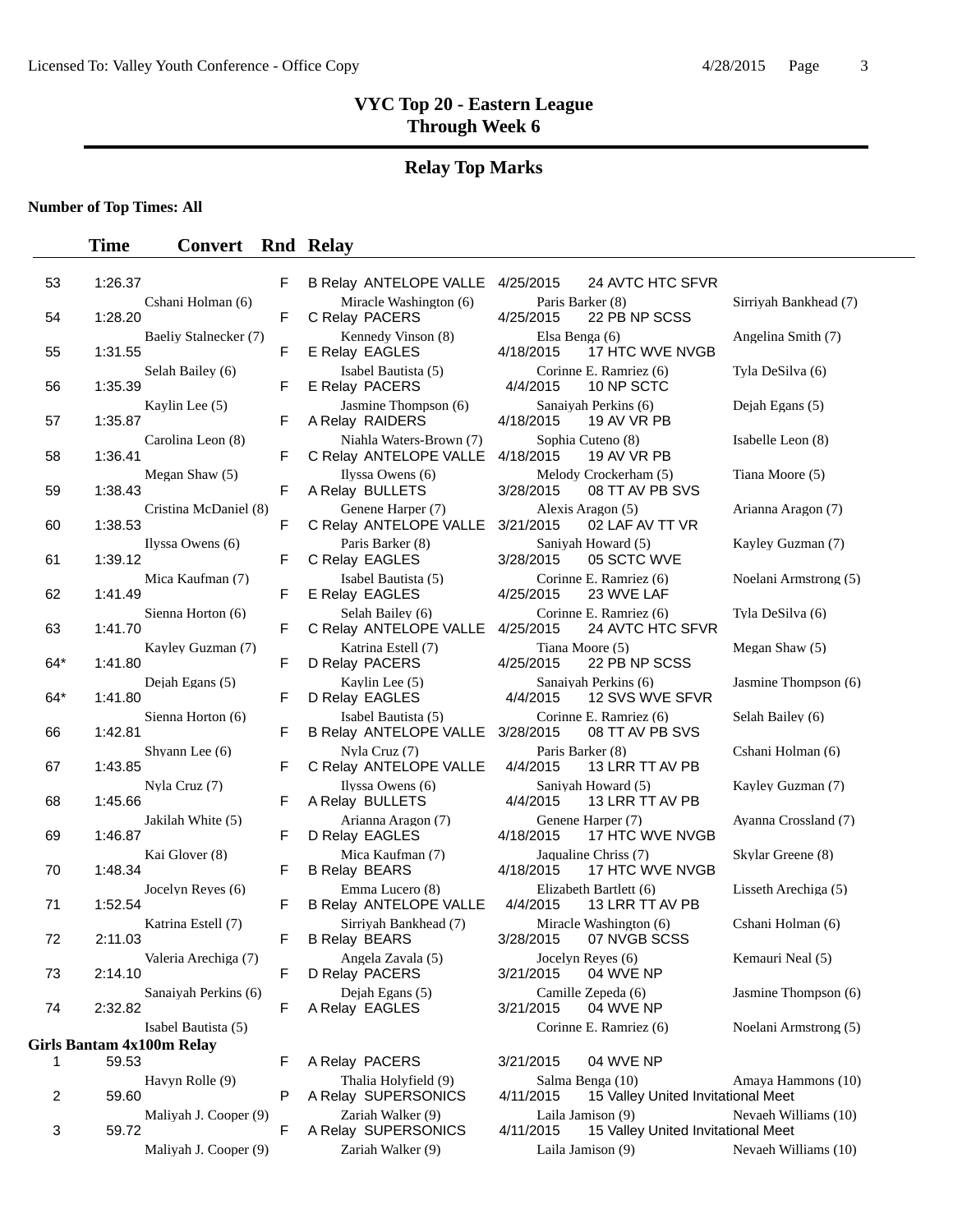# VYC Top 20 - Eastern League
## Through Week 6

### Relay Top Marks

**Number of Top Times: All**

| | Time | Convert | Rnd | Relay | | | |
|---|---|---|---|---|---|---|---|
| 53 | 1:26.37 | | F | B Relay ANTELOPE VALLE | 4/25/2015 | 24 AVTC HTC SFVR | |
| | | Cshani Holman (6) | | Miracle Washington (6) | Paris Barker (8) | | Sirriyah Bankhead (7) |
| 54 | 1:28.20 | | F | C Relay PACERS | 4/25/2015 | 22 PB NP SCSS | |
| | | Baeliy Stalnecker (7) | | Kennedy Vinson (8) | Elsa Benga (6) | | Angelina Smith (7) |
| 55 | 1:31.55 | | F | E Relay EAGLES | 4/18/2015 | 17 HTC WVE NVGB | |
| | | Selah Bailey (6) | | Isabel Bautista (5) | Corinne E. Ramriez (6) | | Tyla DeSilva (6) |
| 56 | 1:35.39 | | F | E Relay PACERS | 4/4/2015 | 10 NP SCTC | |
| | | Kaylin Lee (5) | | Jasmine Thompson (6) | Sanaiyah Perkins (6) | | Dejah Egans (5) |
| 57 | 1:35.87 | | F | A Relay RAIDERS | 4/18/2015 | 19 AV VR PB | |
| | | Carolina Leon (8) | | Niahla Waters-Brown (7) | Sophia Cuteno (8) | | Isabelle Leon (8) |
| 58 | 1:36.41 | | F | C Relay ANTELOPE VALLE | 4/18/2015 | 19 AV VR PB | |
| | | Megan Shaw (5) | | Ilyssa Owens (6) | Melody Crockerham (5) | | Tiana Moore (5) |
| 59 | 1:38.43 | | F | A Relay BULLETS | 3/28/2015 | 08 TT AV PB SVS | |
| | | Cristina McDaniel (8) | | Genene Harper (7) | Alexis Aragon (5) | | Arianna Aragon (7) |
| 60 | 1:38.53 | | F | C Relay ANTELOPE VALLE | 3/21/2015 | 02 LAF AV TT VR | |
| | | Ilyssa Owens (6) | | Paris Barker (8) | Saniyah Howard (5) | | Kayley Guzman (7) |
| 61 | 1:39.12 | | F | C Relay EAGLES | 3/28/2015 | 05 SCTC WVE | |
| | | Mica Kaufman (7) | | Isabel Bautista (5) | Corinne E. Ramriez (6) | | Noelani Armstrong (5) |
| 62 | 1:41.49 | | F | E Relay EAGLES | 4/25/2015 | 23 WVE LAF | |
| | | Sienna Horton (6) | | Selah Bailey (6) | Corinne E. Ramriez (6) | | Tyla DeSilva (6) |
| 63 | 1:41.70 | | F | C Relay ANTELOPE VALLE | 4/25/2015 | 24 AVTC HTC SFVR | |
| | | Kayley Guzman (7) | | Katrina Estell (7) | Tiana Moore (5) | | Megan Shaw (5) |
| 64* | 1:41.80 | | F | D Relay PACERS | 4/25/2015 | 22 PB NP SCSS | |
| | | Dejah Egans (5) | | Kaylin Lee (5) | Sanaiyah Perkins (6) | | Jasmine Thompson (6) |
| 64* | 1:41.80 | | F | D Relay EAGLES | 4/4/2015 | 12 SVS WVE SFVR | |
| | | Sienna Horton (6) | | Isabel Bautista (5) | Corinne E. Ramriez (6) | | Selah Bailey (6) |
| 66 | 1:42.81 | | F | B Relay ANTELOPE VALLE | 3/28/2015 | 08 TT AV PB SVS | |
| | | Shyann Lee (6) | | Nyla Cruz (7) | Paris Barker (8) | | Cshani Holman (6) |
| 67 | 1:43.85 | | F | C Relay ANTELOPE VALLE | 4/4/2015 | 13 LRR TT AV PB | |
| | | Nyla Cruz (7) | | Ilyssa Owens (6) | Saniyah Howard (5) | | Kayley Guzman (7) |
| 68 | 1:45.66 | | F | A Relay BULLETS | 4/4/2015 | 13 LRR TT AV PB | |
| | | Jakilah White (5) | | Arianna Aragon (7) | Genene Harper (7) | | Ayanna Crossland (7) |
| 69 | 1:46.87 | | F | D Relay EAGLES | 4/18/2015 | 17 HTC WVE NVGB | |
| | | Kai Glover (8) | | Mica Kaufman (7) | Jaqualine Chriss (7) | | Skylar Greene (8) |
| 70 | 1:48.34 | | F | B Relay BEARS | 4/18/2015 | 17 HTC WVE NVGB | |
| | | Jocelyn Reyes (6) | | Emma Lucero (8) | Elizabeth Bartlett (6) | | Lisseth Arechiga (5) |
| 71 | 1:52.54 | | F | B Relay ANTELOPE VALLE | 4/4/2015 | 13 LRR TT AV PB | |
| | | Katrina Estell (7) | | Sirriyah Bankhead (7) | Miracle Washington (6) | | Cshani Holman (6) |
| 72 | 2:11.03 | | F | B Relay BEARS | 3/28/2015 | 07 NVGB SCSS | |
| | | Valeria Arechiga (7) | | Angela Zavala (5) | Jocelyn Reyes (6) | | Kemauri Neal (5) |
| 73 | 2:14.10 | | F | D Relay PACERS | 3/21/2015 | 04 WVE NP | |
| | | Sanaiyah Perkins (6) | | Dejah Egans (5) | Camille Zepeda (6) | | Jasmine Thompson (6) |
| 74 | 2:32.82 | | F | A Relay EAGLES | 3/21/2015 | 04 WVE NP | |
| | | Isabel Bautista (5) | | | Corinne E. Ramriez (6) | | Noelani Armstrong (5) |

**Girls Bantam 4x100m Relay**

| | Time | Convert | Rnd | Relay | | | |
|---|---|---|---|---|---|---|---|
| 1 | 59.53 | | F | A Relay PACERS | 3/21/2015 | 04 WVE NP | |
| | | Havyn Rolle (9) | | Thalia Holyfield (9) | Salma Benga (10) | | Amaya Hammons (10) |
| 2 | 59.60 | | P | A Relay SUPERSONICS | 4/11/2015 | 15 Valley United Invitational Meet | |
| | | Maliyah J. Cooper (9) | | Zariah Walker (9) | Laila Jamison (9) | | Nevaeh Williams (10) |
| 3 | 59.72 | | F | A Relay SUPERSONICS | 4/11/2015 | 15 Valley United Invitational Meet | |
| | | Maliyah J. Cooper (9) | | Zariah Walker (9) | Laila Jamison (9) | | Nevaeh Williams (10) |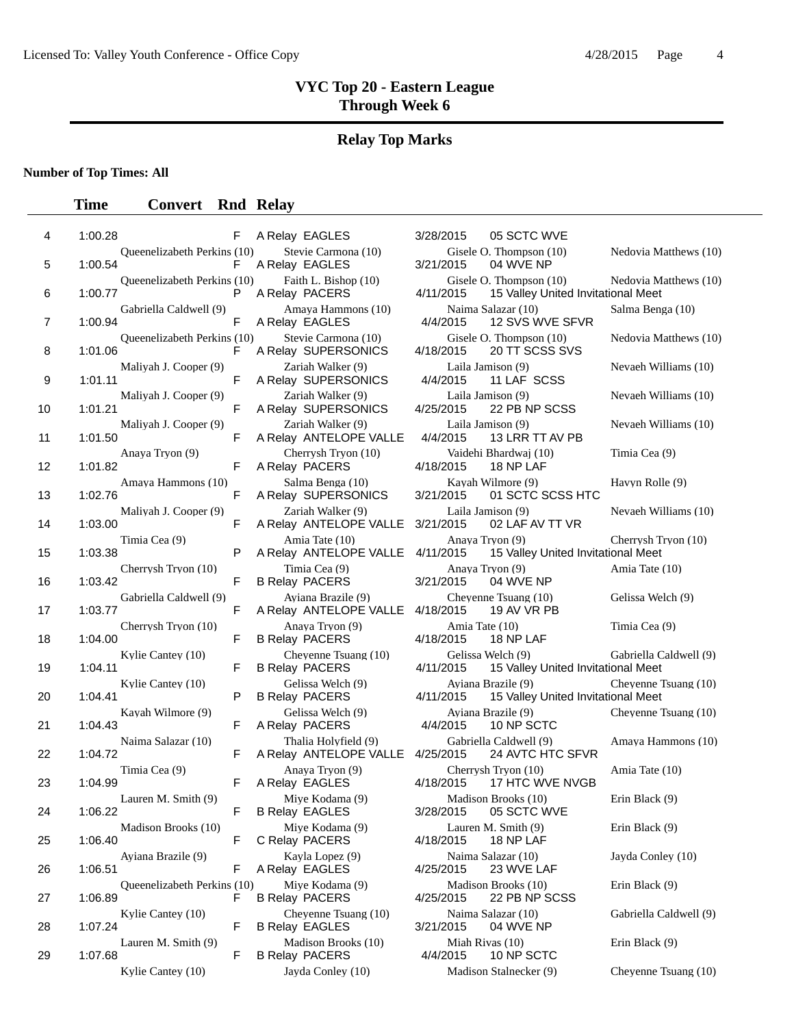# VYC Top 20 - Eastern League
## Through Week 6

### Relay Top Marks

**Number of Top Times: All**

| | Time | Convert | Rnd | Relay | Date | Meet |
|---|---|---|---|---|---|---|
| 4 | 1:00.28 | | F | A Relay EAGLES | 3/28/2015 | 05 SCTC WVE |
| | Queenelizabeth Perkins (10) | | | Stevie Carmona (10) | Gisele O. Thompson (10) | Nedovia Matthews (10) |
| 5 | 1:00.54 | | F | A Relay EAGLES | 3/21/2015 | 04 WVE NP |
| | Queenelizabeth Perkins (10) | | | Faith L. Bishop (10) | Gisele O. Thompson (10) | Nedovia Matthews (10) |
| 6 | 1:00.77 | | P | A Relay PACERS | 4/11/2015 | 15 Valley United Invitational Meet |
| | Gabriella Caldwell (9) | | | Amaya Hammons (10) | Naima Salazar (10) | Salma Benga (10) |
| 7 | 1:00.94 | | F | A Relay EAGLES | 4/4/2015 | 12 SVS WVE SFVR |
| | Queenelizabeth Perkins (10) | | | Stevie Carmona (10) | Gisele O. Thompson (10) | Nedovia Matthews (10) |
| 8 | 1:01.06 | | F | A Relay SUPERSONICS | 4/18/2015 | 20 TT SCSS SVS |
| | Maliyah J. Cooper (9) | | | Zariah Walker (9) | Laila Jamison (9) | Nevaeh Williams (10) |
| 9 | 1:01.11 | | F | A Relay SUPERSONICS | 4/4/2015 | 11 LAF SCSS |
| | Maliyah J. Cooper (9) | | | Zariah Walker (9) | Laila Jamison (9) | Nevaeh Williams (10) |
| 10 | 1:01.21 | | F | A Relay SUPERSONICS | 4/25/2015 | 22 PB NP SCSS |
| | Maliyah J. Cooper (9) | | | Zariah Walker (9) | Laila Jamison (9) | Nevaeh Williams (10) |
| 11 | 1:01.50 | | F | A Relay ANTELOPE VALLE | 4/4/2015 | 13 LRR TT AV PB |
| | Anaya Tryon (9) | | | Cherrysh Tryon (10) | Vaidehi Bhardwaj (10) | Timia Cea (9) |
| 12 | 1:01.82 | | F | A Relay PACERS | 4/18/2015 | 18 NP LAF |
| | Amaya Hammons (10) | | | Salma Benga (10) | Kayah Wilmore (9) | Havyn Rolle (9) |
| 13 | 1:02.76 | | F | A Relay SUPERSONICS | 3/21/2015 | 01 SCTC SCSS HTC |
| | Maliyah J. Cooper (9) | | | Zariah Walker (9) | Laila Jamison (9) | Nevaeh Williams (10) |
| 14 | 1:03.00 | | F | A Relay ANTELOPE VALLE | 3/21/2015 | 02 LAF AV TT VR |
| | Timia Cea (9) | | | Amia Tate (10) | Anaya Tryon (9) | Cherrysh Tryon (10) |
| 15 | 1:03.38 | | P | A Relay ANTELOPE VALLE | 4/11/2015 | 15 Valley United Invitational Meet |
| | Cherrysh Tryon (10) | | | Timia Cea (9) | Anaya Tryon (9) | Amia Tate (10) |
| 16 | 1:03.42 | | F | B Relay PACERS | 3/21/2015 | 04 WVE NP |
| | Gabriella Caldwell (9) | | | Ayiana Brazile (9) | Cheyenne Tsuang (10) | Gelissa Welch (9) |
| 17 | 1:03.77 | | F | A Relay ANTELOPE VALLE | 4/18/2015 | 19 AV VR PB |
| | Cherrysh Tryon (10) | | | Anaya Tryon (9) | Amia Tate (10) | Timia Cea (9) |
| 18 | 1:04.00 | | F | B Relay PACERS | 4/18/2015 | 18 NP LAF |
| | Kylie Cantey (10) | | | Cheyenne Tsuang (10) | Gelissa Welch (9) | Gabriella Caldwell (9) |
| 19 | 1:04.11 | | F | B Relay PACERS | 4/11/2015 | 15 Valley United Invitational Meet |
| | Kylie Cantey (10) | | | Gelissa Welch (9) | Ayiana Brazile (9) | Cheyenne Tsuang (10) |
| 20 | 1:04.41 | | P | B Relay PACERS | 4/11/2015 | 15 Valley United Invitational Meet |
| | Kayah Wilmore (9) | | | Gelissa Welch (9) | Ayiana Brazile (9) | Cheyenne Tsuang (10) |
| 21 | 1:04.43 | | F | A Relay PACERS | 4/4/2015 | 10 NP SCTC |
| | Naima Salazar (10) | | | Thalia Holyfield (9) | Gabriella Caldwell (9) | Amaya Hammons (10) |
| 22 | 1:04.72 | | F | A Relay ANTELOPE VALLE | 4/25/2015 | 24 AVTC HTC SFVR |
| | Timia Cea (9) | | | Anaya Tryon (9) | Cherrysh Tryon (10) | Amia Tate (10) |
| 23 | 1:04.99 | | F | A Relay EAGLES | 4/18/2015 | 17 HTC WVE NVGB |
| | Lauren M. Smith (9) | | | Miye Kodama (9) | Madison Brooks (10) | Erin Black (9) |
| 24 | 1:06.22 | | F | B Relay EAGLES | 3/28/2015 | 05 SCTC WVE |
| | Madison Brooks (10) | | | Miye Kodama (9) | Lauren M. Smith (9) | Erin Black (9) |
| 25 | 1:06.40 | | F | C Relay PACERS | 4/18/2015 | 18 NP LAF |
| | Ayiana Brazile (9) | | | Kayla Lopez (9) | Naima Salazar (10) | Jayda Conley (10) |
| 26 | 1:06.51 | | F | A Relay EAGLES | 4/25/2015 | 23 WVE LAF |
| | Queenelizabeth Perkins (10) | | | Miye Kodama (9) | Madison Brooks (10) | Erin Black (9) |
| 27 | 1:06.89 | | F | B Relay PACERS | 4/25/2015 | 22 PB NP SCSS |
| | Kylie Cantey (10) | | | Cheyenne Tsuang (10) | Naima Salazar (10) | Gabriella Caldwell (9) |
| 28 | 1:07.24 | | F | B Relay EAGLES | 3/21/2015 | 04 WVE NP |
| | Lauren M. Smith (9) | | | Madison Brooks (10) | Miah Rivas (10) | Erin Black (9) |
| 29 | 1:07.68 | | F | B Relay PACERS | 4/4/2015 | 10 NP SCTC |
| | Kylie Cantey (10) | | | Jayda Conley (10) | Madison Stalnecker (9) | Cheyenne Tsuang (10) |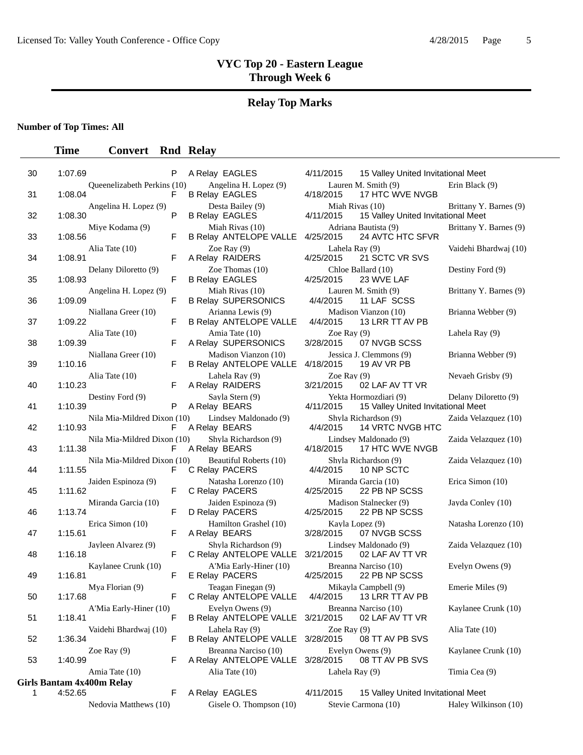# VYC Top 20 - Eastern League
## Through Week 6

## Relay Top Marks

**Number of Top Times: All**

| | Time | Convert | Rnd | Relay | Date | Meet | |
|---|---|---|---|---|---|---|---|
| 30 | 1:07.69 | | P | A Relay EAGLES | 4/11/2015 | 15 Valley United Invitational Meet | |
| | Queenelizabeth Perkins (10) | | | Angelina H. Lopez (9) | Lauren M. Smith (9) | | Erin Black (9) |
| 31 | 1:08.04 | | F | B Relay EAGLES | 4/18/2015 | 17 HTC WVE NVGB | |
| | Angelina H. Lopez (9) | | | Desta Bailey (9) | Miah Rivas (10) | | Brittany Y. Barnes (9) |
| 32 | 1:08.30 | | P | B Relay EAGLES | 4/11/2015 | 15 Valley United Invitational Meet | |
| | Miye Kodama (9) | | | Miah Rivas (10) | Adriana Bautista (9) | | Brittany Y. Barnes (9) |
| 33 | 1:08.56 | | F | B Relay ANTELOPE VALLE | 4/25/2015 | 24 AVTC HTC SFVR | |
| | Alia Tate (10) | | | Zoe Ray (9) | Lahela Ray (9) | | Vaidehi Bhardwaj (10) |
| 34 | 1:08.91 | | F | A Relay RAIDERS | 4/25/2015 | 21 SCTC VR SVS | |
| | Delany Diloretto (9) | | | Zoe Thomas (10) | Chloe Ballard (10) | | Destiny Ford (9) |
| 35 | 1:08.93 | | F | B Relay EAGLES | 4/25/2015 | 23 WVE LAF | |
| | Angelina H. Lopez (9) | | | Miah Rivas (10) | Lauren M. Smith (9) | | Brittany Y. Barnes (9) |
| 36 | 1:09.09 | | F | B Relay SUPERSONICS | 4/4/2015 | 11 LAF SCSS | |
| | Niallana Greer (10) | | | Arianna Lewis (9) | Madison Vianzon (10) | | Brianna Webber (9) |
| 37 | 1:09.22 | | F | B Relay ANTELOPE VALLE | 4/4/2015 | 13 LRR TT AV PB | |
| | Alia Tate (10) | | | Amia Tate (10) | Zoe Ray (9) | | Lahela Ray (9) |
| 38 | 1:09.39 | | F | A Relay SUPERSONICS | 3/28/2015 | 07 NVGB SCSS | |
| | Niallana Greer (10) | | | Madison Vianzon (10) | Jessica J. Clemmons (9) | | Brianna Webber (9) |
| 39 | 1:10.16 | | F | B Relay ANTELOPE VALLE | 4/18/2015 | 19 AV VR PB | |
| | Alia Tate (10) | | | Lahela Ray (9) | Zoe Ray (9) | | Nevaeh Grisby (9) |
| 40 | 1:10.23 | | F | A Relay RAIDERS | 3/21/2015 | 02 LAF AV TT VR | |
| | Destiny Ford (9) | | | Sayla Stern (9) | Yekta Hormozdiari (9) | | Delany Diloretto (9) |
| 41 | 1:10.39 | | P | A Relay BEARS | 4/11/2015 | 15 Valley United Invitational Meet | |
| | Nila Mia-Mildred Dixon (10) | | | Lindsey Maldonado (9) | Shyla Richardson (9) | | Zaida Velazquez (10) |
| 42 | 1:10.93 | | F | A Relay BEARS | 4/4/2015 | 14 VRTC NVGB HTC | |
| | Nila Mia-Mildred Dixon (10) | | | Shyla Richardson (9) | Lindsey Maldonado (9) | | Zaida Velazquez (10) |
| 43 | 1:11.38 | | F | A Relay BEARS | 4/18/2015 | 17 HTC WVE NVGB | |
| | Nila Mia-Mildred Dixon (10) | | | Beautiful Roberts (10) | Shyla Richardson (9) | | Zaida Velazquez (10) |
| 44 | 1:11.55 | | F | C Relay PACERS | 4/4/2015 | 10 NP SCTC | |
| | Jaiden Espinoza (9) | | | Natasha Lorenzo (10) | Miranda Garcia (10) | | Erica Simon (10) |
| 45 | 1:11.62 | | F | C Relay PACERS | 4/25/2015 | 22 PB NP SCSS | |
| | Miranda Garcia (10) | | | Jaiden Espinoza (9) | Madison Stalnecker (9) | | Jayda Conley (10) |
| 46 | 1:13.74 | | F | D Relay PACERS | 4/25/2015 | 22 PB NP SCSS | |
| | Erica Simon (10) | | | Hamilton Grashel (10) | Kayla Lopez (9) | | Natasha Lorenzo (10) |
| 47 | 1:15.61 | | F | A Relay BEARS | 3/28/2015 | 07 NVGB SCSS | |
| | Jayleen Alvarez (9) | | | Shyla Richardson (9) | Lindsey Maldonado (9) | | Zaida Velazquez (10) |
| 48 | 1:16.18 | | F | C Relay ANTELOPE VALLE | 3/21/2015 | 02 LAF AV TT VR | |
| | Kaylanee Crunk (10) | | | A'Mia Early-Hiner (10) | Breanna Narciso (10) | | Evelyn Owens (9) |
| 49 | 1:16.81 | | F | E Relay PACERS | 4/25/2015 | 22 PB NP SCSS | |
| | Mya Florian (9) | | | Teagan Finegan (9) | Mikayla Campbell (9) | | Emerie Miles (9) |
| 50 | 1:17.68 | | F | C Relay ANTELOPE VALLE | 4/4/2015 | 13 LRR TT AV PB | |
| | A'Mia Early-Hiner (10) | | | Evelyn Owens (9) | Breanna Narciso (10) | | Kaylanee Crunk (10) |
| 51 | 1:18.41 | | F | B Relay ANTELOPE VALLE | 3/21/2015 | 02 LAF AV TT VR | |
| | Vaidehi Bhardwaj (10) | | | Lahela Ray (9) | Zoe Ray (9) | | Alia Tate (10) |
| 52 | 1:36.34 | | F | B Relay ANTELOPE VALLE | 3/28/2015 | 08 TT AV PB SVS | |
| | Zoe Ray (9) | | | Breanna Narciso (10) | Evelyn Owens (9) | | Kaylanee Crunk (10) |
| 53 | 1:40.99 | | F | A Relay ANTELOPE VALLE | 3/28/2015 | 08 TT AV PB SVS | |
| | Amia Tate (10) | | | Alia Tate (10) | Lahela Ray (9) | | Timia Cea (9) |

**Girls Bantam 4x400m Relay**

| | Time | Convert | Rnd | Relay | Date | Meet | |
|---|---|---|---|---|---|---|---|
| 1 | 4:52.65 | | F | A Relay EAGLES | 4/11/2015 | 15 Valley United Invitational Meet | |
| | Nedovia Matthews (10) | | | Gisele O. Thompson (10) | Stevie Carmona (10) | | Haley Wilkinson (10) |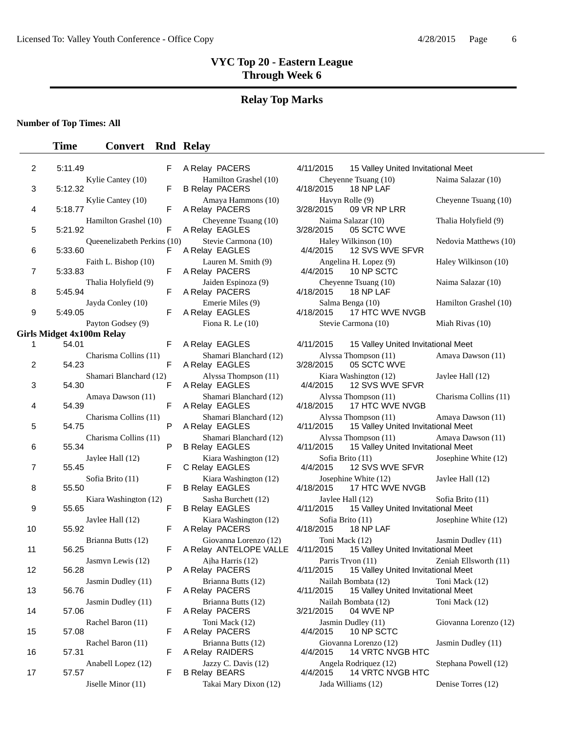# VYC Top 20 - Eastern League
## Through Week 6

## Relay Top Marks

**Number of Top Times: All**

| | Time | Convert | Rnd | Relay | | | |
|---|---|---|---|---|---|---|---|
| 2 | 5:11.49 | | F | A Relay PACERS | 4/11/2015 | 15 Valley United Invitational Meet | |
| | Kylie Cantey (10) | | | Hamilton Grashel (10) | Cheyenne Tsuang (10) | | Naima Salazar (10) |
| 3 | 5:12.32 | | F | B Relay PACERS | 4/18/2015 | 18 NP LAF | |
| | Kylie Cantey (10) | | | Amaya Hammons (10) | Havyn Rolle (9) | | Cheyenne Tsuang (10) |
| 4 | 5:18.77 | | F | A Relay PACERS | 3/28/2015 | 09 VR NP LRR | |
| | Hamilton Grashel (10) | | | Cheyenne Tsuang (10) | Naima Salazar (10) | | Thalia Holyfield (9) |
| 5 | 5:21.92 | | F | A Relay EAGLES | 3/28/2015 | 05 SCTC WVE | |
| | Queenelizabeth Perkins (10) | | | Stevie Carmona (10) | Haley Wilkinson (10) | | Nedovia Matthews (10) |
| 6 | 5:33.60 | | F | A Relay EAGLES | 4/4/2015 | 12 SVS WVE SFVR | |
| | Faith L. Bishop (10) | | | Lauren M. Smith (9) | Angelina H. Lopez (9) | | Haley Wilkinson (10) |
| 7 | 5:33.83 | | F | A Relay PACERS | 4/4/2015 | 10 NP SCTC | |
| | Thalia Holyfield (9) | | | Jaiden Espinoza (9) | Cheyenne Tsuang (10) | | Naima Salazar (10) |
| 8 | 5:45.94 | | F | A Relay PACERS | 4/18/2015 | 18 NP LAF | |
| | Jayda Conley (10) | | | Emerie Miles (9) | Salma Benga (10) | | Hamilton Grashel (10) |
| 9 | 5:49.05 | | F | A Relay EAGLES | 4/18/2015 | 17 HTC WVE NVGB | |
| | Payton Godsey (9) | | | Fiona R. Le (10) | Stevie Carmona (10) | | Miah Rivas (10) |

**Girls Midget 4x100m Relay**

| | Time | Convert | Rnd | Relay | | | |
|---|---|---|---|---|---|---|---|
| 1 | 54.01 | | F | A Relay EAGLES | 4/11/2015 | 15 Valley United Invitational Meet | |
| | Charisma Collins (11) | | | Shamari Blanchard (12) | Alyssa Thompson (11) | | Amaya Dawson (11) |
| 2 | 54.23 | | F | A Relay EAGLES | 3/28/2015 | 05 SCTC WVE | |
| | Shamari Blanchard (12) | | | Alyssa Thompson (11) | Kiara Washington (12) | | Jaylee Hall (12) |
| 3 | 54.30 | | F | A Relay EAGLES | 4/4/2015 | 12 SVS WVE SFVR | |
| | Amaya Dawson (11) | | | Shamari Blanchard (12) | Alyssa Thompson (11) | | Charisma Collins (11) |
| 4 | 54.39 | | F | A Relay EAGLES | 4/18/2015 | 17 HTC WVE NVGB | |
| | Charisma Collins (11) | | | Shamari Blanchard (12) | Alyssa Thompson (11) | | Amaya Dawson (11) |
| 5 | 54.75 | | P | A Relay EAGLES | 4/11/2015 | 15 Valley United Invitational Meet | |
| | Charisma Collins (11) | | | Shamari Blanchard (12) | Alyssa Thompson (11) | | Amaya Dawson (11) |
| 6 | 55.34 | | P | B Relay EAGLES | 4/11/2015 | 15 Valley United Invitational Meet | |
| | Jaylee Hall (12) | | | Kiara Washington (12) | Sofia Brito (11) | | Josephine White (12) |
| 7 | 55.45 | | F | C Relay EAGLES | 4/4/2015 | 12 SVS WVE SFVR | |
| | Sofia Brito (11) | | | Kiara Washington (12) | Josephine White (12) | | Jaylee Hall (12) |
| 8 | 55.50 | | F | B Relay EAGLES | 4/18/2015 | 17 HTC WVE NVGB | |
| | Kiara Washington (12) | | | Sasha Burchett (12) | Jaylee Hall (12) | | Sofia Brito (11) |
| 9 | 55.65 | | F | B Relay EAGLES | 4/11/2015 | 15 Valley United Invitational Meet | |
| | Jaylee Hall (12) | | | Kiara Washington (12) | Sofia Brito (11) | | Josephine White (12) |
| 10 | 55.92 | | F | A Relay PACERS | 4/18/2015 | 18 NP LAF | |
| | Brianna Butts (12) | | | Giovanna Lorenzo (12) | Toni Mack (12) | | Jasmin Dudley (11) |
| 11 | 56.25 | | F | A Relay ANTELOPE VALLE | 4/11/2015 | 15 Valley United Invitational Meet | |
| | Jasmyn Lewis (12) | | | Ajha Harris (12) | Parris Tryon (11) | | Zeniah Ellsworth (11) |
| 12 | 56.28 | | P | A Relay PACERS | 4/11/2015 | 15 Valley United Invitational Meet | |
| | Jasmin Dudley (11) | | | Brianna Butts (12) | Nailah Bombata (12) | | Toni Mack (12) |
| 13 | 56.76 | | F | A Relay PACERS | 4/11/2015 | 15 Valley United Invitational Meet | |
| | Jasmin Dudley (11) | | | Brianna Butts (12) | Nailah Bombata (12) | | Toni Mack (12) |
| 14 | 57.06 | | F | A Relay PACERS | 3/21/2015 | 04 WVE NP | |
| | Rachel Baron (11) | | | Toni Mack (12) | Jasmin Dudley (11) | | Giovanna Lorenzo (12) |
| 15 | 57.08 | | F | A Relay PACERS | 4/4/2015 | 10 NP SCTC | |
| | Rachel Baron (11) | | | Brianna Butts (12) | Giovanna Lorenzo (12) | | Jasmin Dudley (11) |
| 16 | 57.31 | | F | A Relay RAIDERS | 4/4/2015 | 14 VRTC NVGB HTC | |
| | Anabell Lopez (12) | | | Jazzy C. Davis (12) | Angela Rodriquez (12) | | Stephana Powell (12) |
| 17 | 57.57 | | F | B Relay BEARS | 4/4/2015 | 14 VRTC NVGB HTC | |
| | Jiselle Minor (11) | | | Takai Mary Dixon (12) | Jada Williams (12) | | Denise Torres (12) |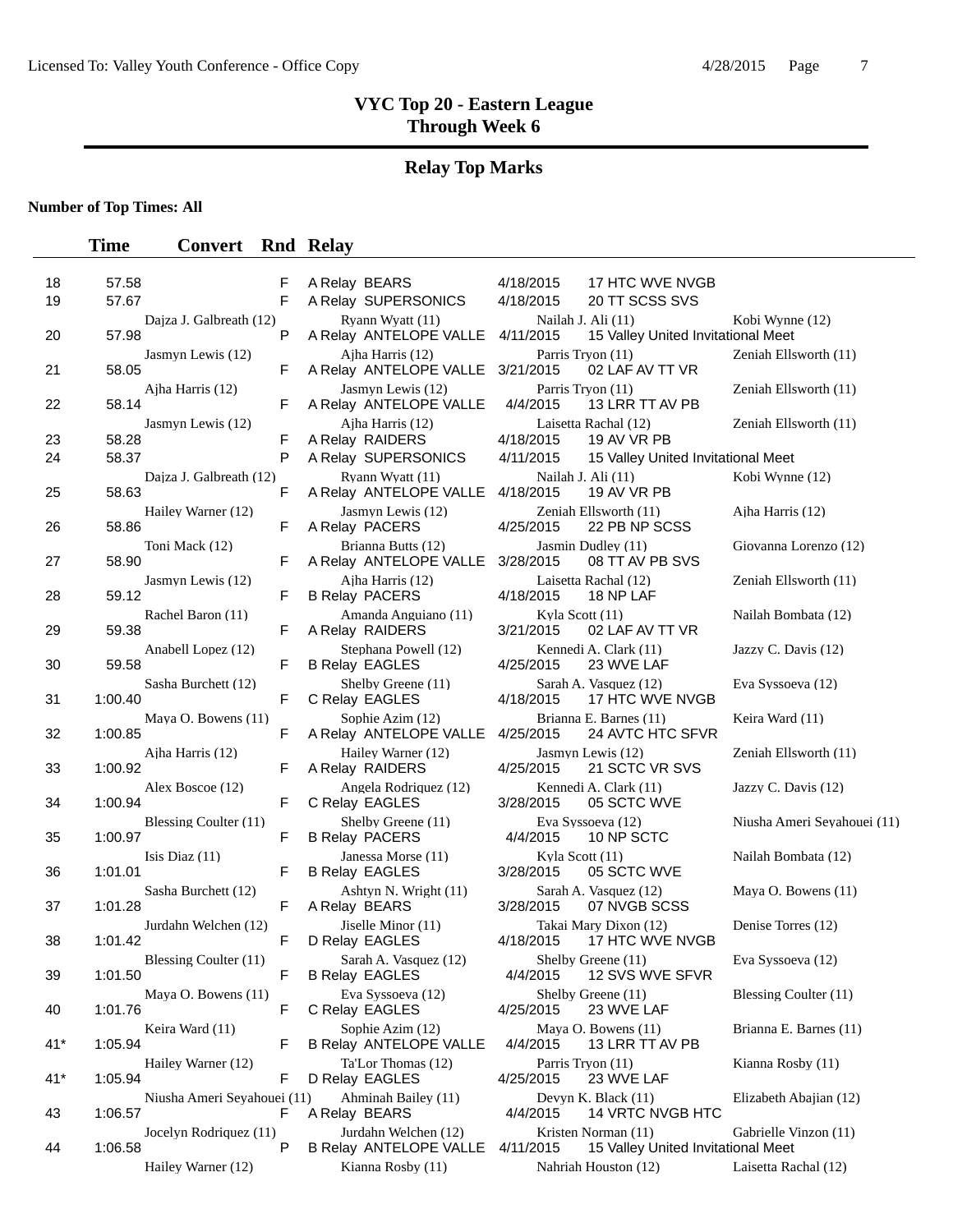## VYC Top 20 - Eastern League
## Through Week 6

## Relay Top Marks

**Number of Top Times: All**

| | Time | Convert | Rnd | Relay | Date | Meet | |
|---|---|---|---|---|---|---|---|
| 18 | 57.58 | | F | A Relay BEARS | 4/18/2015 | 17 HTC WVE NVGB | |
| 19 | 57.67 | | F | A Relay SUPERSONICS | 4/18/2015 | 20 TT SCSS SVS | |
| | Dajza J. Galbreath (12) | | | Ryann Wyatt (11) | Nailah J. Ali (11) | | Kobi Wynne (12) |
| 20 | 57.98 | | P | A Relay ANTELOPE VALLE | 4/11/2015 | 15 Valley United Invitational Meet | |
| | Jasmyn Lewis (12) | | | Ajha Harris (12) | Parris Tryon (11) | | Zeniah Ellsworth (11) |
| 21 | 58.05 | | F | A Relay ANTELOPE VALLE | 3/21/2015 | 02 LAF AV TT VR | |
| | Ajha Harris (12) | | | Jasmyn Lewis (12) | Parris Tryon (11) | | Zeniah Ellsworth (11) |
| 22 | 58.14 | | F | A Relay ANTELOPE VALLE | 4/4/2015 | 13 LRR TT AV PB | |
| | Jasmyn Lewis (12) | | | Ajha Harris (12) | Laisetta Rachal (12) | | Zeniah Ellsworth (11) |
| 23 | 58.28 | | F | A Relay RAIDERS | 4/18/2015 | 19 AV VR PB | |
| 24 | 58.37 | | P | A Relay SUPERSONICS | 4/11/2015 | 15 Valley United Invitational Meet | |
| | Dajza J. Galbreath (12) | | | Ryann Wyatt (11) | Nailah J. Ali (11) | | Kobi Wynne (12) |
| 25 | 58.63 | | F | A Relay ANTELOPE VALLE | 4/18/2015 | 19 AV VR PB | |
| | Hailey Warner (12) | | | Jasmyn Lewis (12) | Zeniah Ellsworth (11) | | Ajha Harris (12) |
| 26 | 58.86 | | F | A Relay PACERS | 4/25/2015 | 22 PB NP SCSS | |
| | Toni Mack (12) | | | Brianna Butts (12) | Jasmin Dudley (11) | | Giovanna Lorenzo (12) |
| 27 | 58.90 | | F | A Relay ANTELOPE VALLE | 3/28/2015 | 08 TT AV PB SVS | |
| | Jasmyn Lewis (12) | | | Ajha Harris (12) | Laisetta Rachal (12) | | Zeniah Ellsworth (11) |
| 28 | 59.12 | | F | B Relay PACERS | 4/18/2015 | 18 NP LAF | |
| | Rachel Baron (11) | | | Amanda Anguiano (11) | Kyla Scott (11) | | Nailah Bombata (12) |
| 29 | 59.38 | | F | A Relay RAIDERS | 3/21/2015 | 02 LAF AV TT VR | |
| | Anabell Lopez (12) | | | Stephana Powell (12) | Kennedi A. Clark (11) | | Jazzy C. Davis (12) |
| 30 | 59.58 | | F | B Relay EAGLES | 4/25/2015 | 23 WVE LAF | |
| | Sasha Burchett (12) | | | Shelby Greene (11) | Sarah A. Vasquez (12) | | Eva Syssoeva (12) |
| 31 | 1:00.40 | | F | C Relay EAGLES | 4/18/2015 | 17 HTC WVE NVGB | |
| | Maya O. Bowens (11) | | | Sophie Azim (12) | Brianna E. Barnes (11) | | Keira Ward (11) |
| 32 | 1:00.85 | | F | A Relay ANTELOPE VALLE | 4/25/2015 | 24 AVTC HTC SFVR | |
| | Ajha Harris (12) | | | Hailey Warner (12) | Jasmyn Lewis (12) | | Zeniah Ellsworth (11) |
| 33 | 1:00.92 | | F | A Relay RAIDERS | 4/25/2015 | 21 SCTC VR SVS | |
| | Alex Boscoe (12) | | | Angela Rodriquez (12) | Kennedi A. Clark (11) | | Jazzy C. Davis (12) |
| 34 | 1:00.94 | | F | C Relay EAGLES | 3/28/2015 | 05 SCTC WVE | |
| | Blessing Coulter (11) | | | Shelby Greene (11) | Eva Syssoeva (12) | | Niusha Ameri Seyahouei (11) |
| 35 | 1:00.97 | | F | B Relay PACERS | 4/4/2015 | 10 NP SCTC | |
| | Isis Diaz (11) | | | Janessa Morse (11) | Kyla Scott (11) | | Nailah Bombata (12) |
| 36 | 1:01.01 | | F | B Relay EAGLES | 3/28/2015 | 05 SCTC WVE | |
| | Sasha Burchett (12) | | | Ashtyn N. Wright (11) | Sarah A. Vasquez (12) | | Maya O. Bowens (11) |
| 37 | 1:01.28 | | F | A Relay BEARS | 3/28/2015 | 07 NVGB SCSS | |
| | Jurdahn Welchen (12) | | | Jiselle Minor (11) | Takai Mary Dixon (12) | | Denise Torres (12) |
| 38 | 1:01.42 | | F | D Relay EAGLES | 4/18/2015 | 17 HTC WVE NVGB | |
| | Blessing Coulter (11) | | | Sarah A. Vasquez (12) | Shelby Greene (11) | | Eva Syssoeva (12) |
| 39 | 1:01.50 | | F | B Relay EAGLES | 4/4/2015 | 12 SVS WVE SFVR | |
| | Maya O. Bowens (11) | | | Eva Syssoeva (12) | Shelby Greene (11) | | Blessing Coulter (11) |
| 40 | 1:01.76 | | F | C Relay EAGLES | 4/25/2015 | 23 WVE LAF | |
| | Keira Ward (11) | | | Sophie Azim (12) | Maya O. Bowens (11) | | Brianna E. Barnes (11) |
| 41* | 1:05.94 | | F | B Relay ANTELOPE VALLE | 4/4/2015 | 13 LRR TT AV PB | |
| | Hailey Warner (12) | | | Ta'Lor Thomas (12) | Parris Tryon (11) | | Kianna Rosby (11) |
| 41* | 1:05.94 | | F | D Relay EAGLES | 4/25/2015 | 23 WVE LAF | |
| | Niusha Ameri Seyahouei (11) | | | Ahminah Bailey (11) | Devyn K. Black (11) | | Elizabeth Abajian (12) |
| 43 | 1:06.57 | | F | A Relay BEARS | 4/4/2015 | 14 VRTC NVGB HTC | |
| | Jocelyn Rodriquez (11) | | | Jurdahn Welchen (12) | Kristen Norman (11) | | Gabrielle Vinzon (11) |
| 44 | 1:06.58 | | P | B Relay ANTELOPE VALLE | 4/11/2015 | 15 Valley United Invitational Meet | |
| | Hailey Warner (12) | | | Kianna Rosby (11) | Nahriah Houston (12) | | Laisetta Rachal (12) |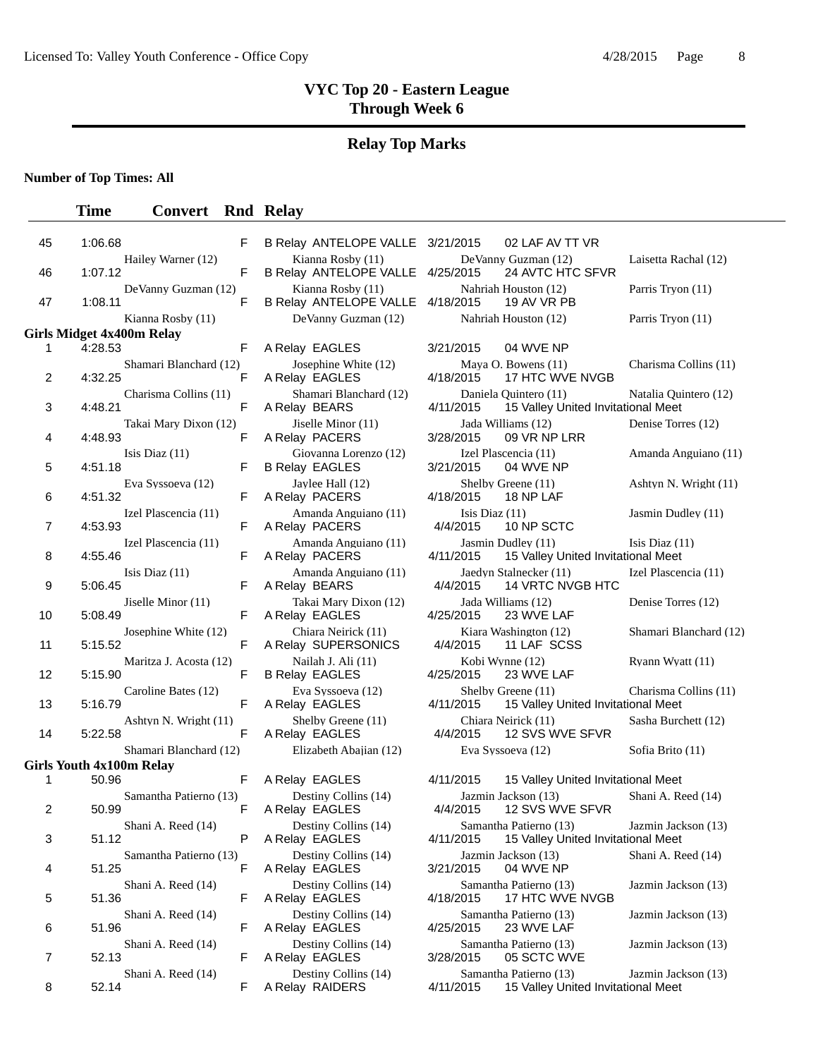# VYC Top 20 - Eastern League
## Through Week 6

## Relay Top Marks

**Number of Top Times: All**

| | Time | Convert | Rnd | Relay | | | |
|---|---|---|---|---|---|---|---|
| 45 | 1:06.68 | | F | B Relay ANTELOPE VALLE | 3/21/2015 | 02 LAF AV TT VR | |
| | Hailey Warner (12) | | | Kianna Rosby (11) | DeVanny Guzman (12) | | Laisetta Rachal (12) |
| 46 | 1:07.12 | | F | B Relay ANTELOPE VALLE | 4/25/2015 | 24 AVTC HTC SFVR | |
| | DeVanny Guzman (12) | | | Kianna Rosby (11) | Nahriah Houston (12) | | Parris Tryon (11) |
| 47 | 1:08.11 | | F | B Relay ANTELOPE VALLE | 4/18/2015 | 19 AV VR PB | |
| | Kianna Rosby (11) | | | DeVanny Guzman (12) | Nahriah Houston (12) | | Parris Tryon (11) |

**Girls Midget 4x400m Relay**

| | Time | Convert | Rnd | Relay | | | |
|---|---|---|---|---|---|---|---|
| 1 | 4:28.53 | | F | A Relay EAGLES | 3/21/2015 | 04 WVE NP | |
| | Shamari Blanchard (12) | | | Josephine White (12) | Maya O. Bowens (11) | | Charisma Collins (11) |
| 2 | 4:32.25 | | F | A Relay EAGLES | 4/18/2015 | 17 HTC WVE NVGB | |
| | Charisma Collins (11) | | | Shamari Blanchard (12) | Daniela Quintero (11) | | Natalia Quintero (12) |
| 3 | 4:48.21 | | F | A Relay BEARS | 4/11/2015 | 15 Valley United Invitational Meet | |
| | Takai Mary Dixon (12) | | | Jiselle Minor (11) | Jada Williams (12) | | Denise Torres (12) |
| 4 | 4:48.93 | | F | A Relay PACERS | 3/28/2015 | 09 VR NP LRR | |
| | Isis Diaz (11) | | | Giovanna Lorenzo (12) | Izel Plascencia (11) | | Amanda Anguiano (11) |
| 5 | 4:51.18 | | F | B Relay EAGLES | 3/21/2015 | 04 WVE NP | |
| | Eva Syssoeva (12) | | | Jaylee Hall (12) | Shelby Greene (11) | | Ashtyn N. Wright (11) |
| 6 | 4:51.32 | | F | A Relay PACERS | 4/18/2015 | 18 NP LAF | |
| | Izel Plascencia (11) | | | Amanda Anguiano (11) | Isis Diaz (11) | | Jasmin Dudley (11) |
| 7 | 4:53.93 | | F | A Relay PACERS | 4/4/2015 | 10 NP SCTC | |
| | Izel Plascencia (11) | | | Amanda Anguiano (11) | Jasmin Dudley (11) | | Isis Diaz (11) |
| 8 | 4:55.46 | | F | A Relay PACERS | 4/11/2015 | 15 Valley United Invitational Meet | |
| | Isis Diaz (11) | | | Amanda Anguiano (11) | Jaedyn Stalnecker (11) | | Izel Plascencia (11) |
| 9 | 5:06.45 | | F | A Relay BEARS | 4/4/2015 | 14 VRTC NVGB HTC | |
| | Jiselle Minor (11) | | | Takai Mary Dixon (12) | Jada Williams (12) | | Denise Torres (12) |
| 10 | 5:08.49 | | F | A Relay EAGLES | 4/25/2015 | 23 WVE LAF | |
| | Josephine White (12) | | | Chiara Neirick (11) | Kiara Washington (12) | | Shamari Blanchard (12) |
| 11 | 5:15.52 | | F | A Relay SUPERSONICS | 4/4/2015 | 11 LAF SCSS | |
| | Maritza J. Acosta (12) | | | Nailah J. Ali (11) | Kobi Wynne (12) | | Ryann Wyatt (11) |
| 12 | 5:15.90 | | F | B Relay EAGLES | 4/25/2015 | 23 WVE LAF | |
| | Caroline Bates (12) | | | Eva Syssoeva (12) | Shelby Greene (11) | | Charisma Collins (11) |
| 13 | 5:16.79 | | F | A Relay EAGLES | 4/11/2015 | 15 Valley United Invitational Meet | |
| | Ashtyn N. Wright (11) | | | Shelby Greene (11) | Chiara Neirick (11) | | Sasha Burchett (12) |
| 14 | 5:22.58 | | F | A Relay EAGLES | 4/4/2015 | 12 SVS WVE SFVR | |
| | Shamari Blanchard (12) | | | Elizabeth Abajian (12) | Eva Syssoeva (12) | | Sofia Brito (11) |

**Girls Youth 4x100m Relay**

| | Time | Convert | Rnd | Relay | | | |
|---|---|---|---|---|---|---|---|
| 1 | 50.96 | | F | A Relay EAGLES | 4/11/2015 | 15 Valley United Invitational Meet | |
| | Samantha Patierno (13) | | | Destiny Collins (14) | Jazmin Jackson (13) | | Shani A. Reed (14) |
| 2 | 50.99 | | F | A Relay EAGLES | 4/4/2015 | 12 SVS WVE SFVR | |
| | Shani A. Reed (14) | | | Destiny Collins (14) | Samantha Patierno (13) | | Jazmin Jackson (13) |
| 3 | 51.12 | | P | A Relay EAGLES | 4/11/2015 | 15 Valley United Invitational Meet | |
| | Samantha Patierno (13) | | | Destiny Collins (14) | Jazmin Jackson (13) | | Shani A. Reed (14) |
| 4 | 51.25 | | F | A Relay EAGLES | 3/21/2015 | 04 WVE NP | |
| | Shani A. Reed (14) | | | Destiny Collins (14) | Samantha Patierno (13) | | Jazmin Jackson (13) |
| 5 | 51.36 | | F | A Relay EAGLES | 4/18/2015 | 17 HTC WVE NVGB | |
| | Shani A. Reed (14) | | | Destiny Collins (14) | Samantha Patierno (13) | | Jazmin Jackson (13) |
| 6 | 51.96 | | F | A Relay EAGLES | 4/25/2015 | 23 WVE LAF | |
| | Shani A. Reed (14) | | | Destiny Collins (14) | Samantha Patierno (13) | | Jazmin Jackson (13) |
| 7 | 52.13 | | F | A Relay EAGLES | 3/28/2015 | 05 SCTC WVE | |
| | Shani A. Reed (14) | | | Destiny Collins (14) | Samantha Patierno (13) | | Jazmin Jackson (13) |
| 8 | 52.14 | | F | A Relay RAIDERS | 4/11/2015 | 15 Valley United Invitational Meet | |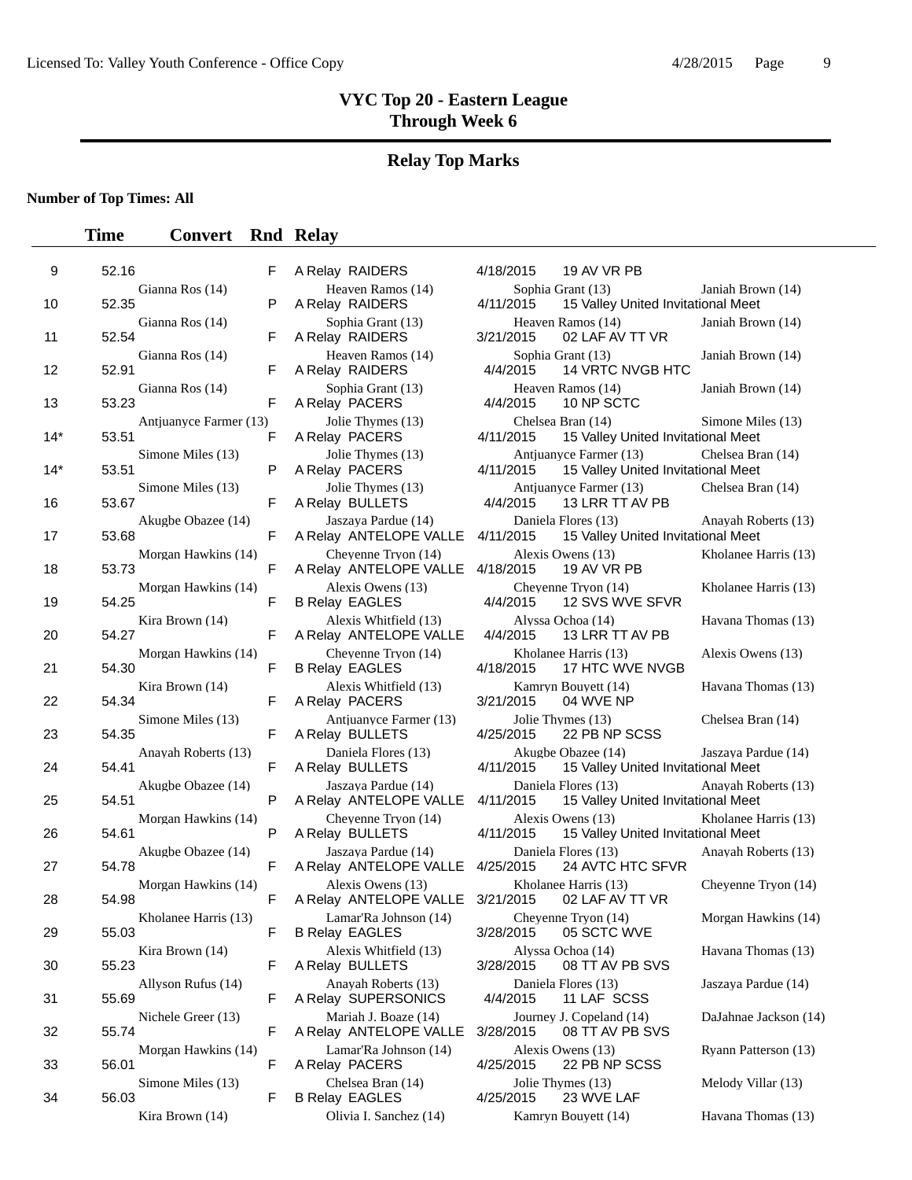# VYC Top 20 - Eastern League
## Through Week 6

## Relay Top Marks

**Number of Top Times: All**

| | Time | Convert | Rnd | Relay | | | |
|---|---|---|---|---|---|---|---|
| 9 | 52.16 | | F | A Relay RAIDERS | 4/18/2015 | 19 AV VR PB | |
| | Gianna Ros (14) | | | Heaven Ramos (14) | Sophia Grant (13) | | Janiah Brown (14) |
| 10 | 52.35 | | P | A Relay RAIDERS | 4/11/2015 | 15 Valley United Invitational Meet | |
| | Gianna Ros (14) | | | Sophia Grant (13) | Heaven Ramos (14) | | Janiah Brown (14) |
| 11 | 52.54 | | F | A Relay RAIDERS | 3/21/2015 | 02 LAF AV TT VR | |
| | Gianna Ros (14) | | | Heaven Ramos (14) | Sophia Grant (13) | | Janiah Brown (14) |
| 12 | 52.91 | | F | A Relay RAIDERS | 4/4/2015 | 14 VRTC NVGB HTC | |
| | Gianna Ros (14) | | | Sophia Grant (13) | Heaven Ramos (14) | | Janiah Brown (14) |
| 13 | 53.23 | | F | A Relay PACERS | 4/4/2015 | 10 NP SCTC | |
| | Antjuanyce Farmer (13) | | | Jolie Thymes (13) | Chelsea Bran (14) | | Simone Miles (13) |
| 14* | 53.51 | | F | A Relay PACERS | 4/11/2015 | 15 Valley United Invitational Meet | |
| | Simone Miles (13) | | | Jolie Thymes (13) | Antjuanyce Farmer (13) | | Chelsea Bran (14) |
| 14* | 53.51 | | P | A Relay PACERS | 4/11/2015 | 15 Valley United Invitational Meet | |
| | Simone Miles (13) | | | Jolie Thymes (13) | Antjuanyce Farmer (13) | | Chelsea Bran (14) |
| 16 | 53.67 | | F | A Relay BULLETS | 4/4/2015 | 13 LRR TT AV PB | |
| | Akugbe Obazee (14) | | | Jaszaya Pardue (14) | Daniela Flores (13) | | Anayah Roberts (13) |
| 17 | 53.68 | | F | A Relay ANTELOPE VALLE | 4/11/2015 | 15 Valley United Invitational Meet | |
| | Morgan Hawkins (14) | | | Cheyenne Tryon (14) | Alexis Owens (13) | | Kholanee Harris (13) |
| 18 | 53.73 | | F | A Relay ANTELOPE VALLE | 4/18/2015 | 19 AV VR PB | |
| | Morgan Hawkins (14) | | | Alexis Owens (13) | Cheyenne Tryon (14) | | Kholanee Harris (13) |
| 19 | 54.25 | | F | B Relay EAGLES | 4/4/2015 | 12 SVS WVE SFVR | |
| | Kira Brown (14) | | | Alexis Whitfield (13) | Alyssa Ochoa (14) | | Havana Thomas (13) |
| 20 | 54.27 | | F | A Relay ANTELOPE VALLE | 4/4/2015 | 13 LRR TT AV PB | |
| | Morgan Hawkins (14) | | | Cheyenne Tryon (14) | Kholanee Harris (13) | | Alexis Owens (13) |
| 21 | 54.30 | | F | B Relay EAGLES | 4/18/2015 | 17 HTC WVE NVGB | |
| | Kira Brown (14) | | | Alexis Whitfield (13) | Kamryn Bouyett (14) | | Havana Thomas (13) |
| 22 | 54.34 | | F | A Relay PACERS | 3/21/2015 | 04 WVE NP | |
| | Simone Miles (13) | | | Antjuanyce Farmer (13) | Jolie Thymes (13) | | Chelsea Bran (14) |
| 23 | 54.35 | | F | A Relay BULLETS | 4/25/2015 | 22 PB NP SCSS | |
| | Anayah Roberts (13) | | | Daniela Flores (13) | Akugbe Obazee (14) | | Jaszaya Pardue (14) |
| 24 | 54.41 | | F | A Relay BULLETS | 4/11/2015 | 15 Valley United Invitational Meet | |
| | Akugbe Obazee (14) | | | Jaszaya Pardue (14) | Daniela Flores (13) | | Anayah Roberts (13) |
| 25 | 54.51 | | P | A Relay ANTELOPE VALLE | 4/11/2015 | 15 Valley United Invitational Meet | |
| | Morgan Hawkins (14) | | | Cheyenne Tryon (14) | Alexis Owens (13) | | Kholanee Harris (13) |
| 26 | 54.61 | | P | A Relay BULLETS | 4/11/2015 | 15 Valley United Invitational Meet | |
| | Akugbe Obazee (14) | | | Jaszaya Pardue (14) | Daniela Flores (13) | | Anayah Roberts (13) |
| 27 | 54.78 | | F | A Relay ANTELOPE VALLE | 4/25/2015 | 24 AVTC HTC SFVR | |
| | Morgan Hawkins (14) | | | Alexis Owens (13) | Kholanee Harris (13) | | Cheyenne Tryon (14) |
| 28 | 54.98 | | F | A Relay ANTELOPE VALLE | 3/21/2015 | 02 LAF AV TT VR | |
| | Kholanee Harris (13) | | | Lamar'Ra Johnson (14) | Cheyenne Tryon (14) | | Morgan Hawkins (14) |
| 29 | 55.03 | | F | B Relay EAGLES | 3/28/2015 | 05 SCTC WVE | |
| | Kira Brown (14) | | | Alexis Whitfield (13) | Alyssa Ochoa (14) | | Havana Thomas (13) |
| 30 | 55.23 | | F | A Relay BULLETS | 3/28/2015 | 08 TT AV PB SVS | |
| | Allyson Rufus (14) | | | Anayah Roberts (13) | Daniela Flores (13) | | Jaszaya Pardue (14) |
| 31 | 55.69 | | F | A Relay SUPERSONICS | 4/4/2015 | 11 LAF SCSS | |
| | Nichele Greer (13) | | | Mariah J. Boaze (14) | Journey J. Copeland (14) | | DaJahnae Jackson (14) |
| 32 | 55.74 | | F | A Relay ANTELOPE VALLE | 3/28/2015 | 08 TT AV PB SVS | |
| | Morgan Hawkins (14) | | | Lamar'Ra Johnson (14) | Alexis Owens (13) | | Ryann Patterson (13) |
| 33 | 56.01 | | F | A Relay PACERS | 4/25/2015 | 22 PB NP SCSS | |
| | Simone Miles (13) | | | Chelsea Bran (14) | Jolie Thymes (13) | | Melody Villar (13) |
| 34 | 56.03 | | F | B Relay EAGLES | 4/25/2015 | 23 WVE LAF | |
| | Kira Brown (14) | | | Olivia I. Sanchez (14) | Kamryn Bouyett (14) | | Havana Thomas (13) |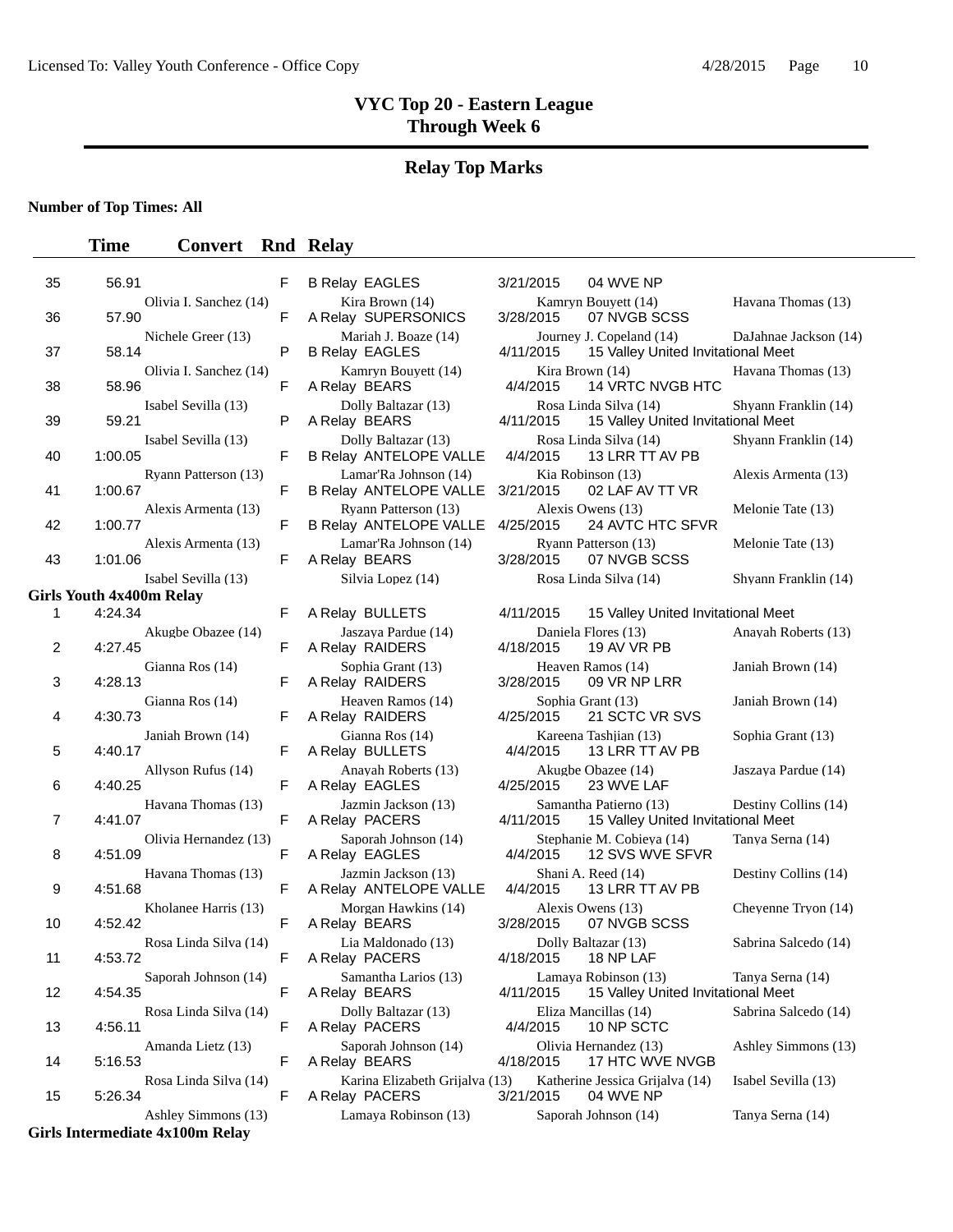# VYC Top 20 - Eastern League
## Through Week 6

## Relay Top Marks

**Number of Top Times: All**

| | Time | Convert | Rnd | Relay | | | |
|---|---|---|---|---|---|---|---|
| 35 | 56.91 | | F | B Relay EAGLES | 3/21/2015 | 04 WVE NP | |
| | Olivia I. Sanchez (14) | | | Kira Brown (14) | Kamryn Bouyett (14) | | Havana Thomas (13) |
| 36 | 57.90 | | F | A Relay SUPERSONICS | 3/28/2015 | 07 NVGB SCSS | |
| | Nichele Greer (13) | | | Mariah J. Boaze (14) | Journey J. Copeland (14) | | DaJahnae Jackson (14) |
| 37 | 58.14 | | P | B Relay EAGLES | 4/11/2015 | 15 Valley United Invitational Meet | |
| | Olivia I. Sanchez (14) | | | Kamryn Bouyett (14) | Kira Brown (14) | | Havana Thomas (13) |
| 38 | 58.96 | | F | A Relay BEARS | 4/4/2015 | 14 VRTC NVGB HTC | |
| | Isabel Sevilla (13) | | | Dolly Baltazar (13) | Rosa Linda Silva (14) | | Shyann Franklin (14) |
| 39 | 59.21 | | P | A Relay BEARS | 4/11/2015 | 15 Valley United Invitational Meet | |
| | Isabel Sevilla (13) | | | Dolly Baltazar (13) | Rosa Linda Silva (14) | | Shyann Franklin (14) |
| 40 | 1:00.05 | | F | B Relay ANTELOPE VALLE | 4/4/2015 | 13 LRR TT AV PB | |
| | Ryann Patterson (13) | | | Lamar'Ra Johnson (14) | Kia Robinson (13) | | Alexis Armenta (13) |
| 41 | 1:00.67 | | F | B Relay ANTELOPE VALLE | 3/21/2015 | 02 LAF AV TT VR | |
| | Alexis Armenta (13) | | | Ryann Patterson (13) | Alexis Owens (13) | | Melonie Tate (13) |
| 42 | 1:00.77 | | F | B Relay ANTELOPE VALLE | 4/25/2015 | 24 AVTC HTC SFVR | |
| | Alexis Armenta (13) | | | Lamar'Ra Johnson (14) | Ryann Patterson (13) | | Melonie Tate (13) |
| 43 | 1:01.06 | | F | A Relay BEARS | 3/28/2015 | 07 NVGB SCSS | |
| | Isabel Sevilla (13) | | | Silvia Lopez (14) | Rosa Linda Silva (14) | | Shyann Franklin (14) |

**Girls Youth 4x400m Relay**

| | Time | Convert | Rnd | Relay | | | |
|---|---|---|---|---|---|---|---|
| 1 | 4:24.34 | | F | A Relay BULLETS | 4/11/2015 | 15 Valley United Invitational Meet | |
| | Akugbe Obazee (14) | | | Jaszaya Pardue (14) | Daniela Flores (13) | | Anayah Roberts (13) |
| 2 | 4:27.45 | | F | A Relay RAIDERS | 4/18/2015 | 19 AV VR PB | |
| | Gianna Ros (14) | | | Sophia Grant (13) | Heaven Ramos (14) | | Janiah Brown (14) |
| 3 | 4:28.13 | | F | A Relay RAIDERS | 3/28/2015 | 09 VR NP LRR | |
| | Gianna Ros (14) | | | Heaven Ramos (14) | Sophia Grant (13) | | Janiah Brown (14) |
| 4 | 4:30.73 | | F | A Relay RAIDERS | 4/25/2015 | 21 SCTC VR SVS | |
| | Janiah Brown (14) | | | Gianna Ros (14) | Kareena Tashjian (13) | | Sophia Grant (13) |
| 5 | 4:40.17 | | F | A Relay BULLETS | 4/4/2015 | 13 LRR TT AV PB | |
| | Allyson Rufus (14) | | | Anayah Roberts (13) | Akugbe Obazee (14) | | Jaszaya Pardue (14) |
| 6 | 4:40.25 | | F | A Relay EAGLES | 4/25/2015 | 23 WVE LAF | |
| | Havana Thomas (13) | | | Jazmin Jackson (13) | Samantha Patierno (13) | | Destiny Collins (14) |
| 7 | 4:41.07 | | F | A Relay PACERS | 4/11/2015 | 15 Valley United Invitational Meet | |
| | Olivia Hernandez (13) | | | Saporah Johnson (14) | Stephanie M. Cobieya (14) | | Tanya Serna (14) |
| 8 | 4:51.09 | | F | A Relay EAGLES | 4/4/2015 | 12 SVS WVE SFVR | |
| | Havana Thomas (13) | | | Jazmin Jackson (13) | Shani A. Reed (14) | | Destiny Collins (14) |
| 9 | 4:51.68 | | F | A Relay ANTELOPE VALLE | 4/4/2015 | 13 LRR TT AV PB | |
| | Kholanee Harris (13) | | | Morgan Hawkins (14) | Alexis Owens (13) | | Cheyenne Tryon (14) |
| 10 | 4:52.42 | | F | A Relay BEARS | 3/28/2015 | 07 NVGB SCSS | |
| | Rosa Linda Silva (14) | | | Lia Maldonado (13) | Dolly Baltazar (13) | | Sabrina Salcedo (14) |
| 11 | 4:53.72 | | F | A Relay PACERS | 4/18/2015 | 18 NP LAF | |
| | Saporah Johnson (14) | | | Samantha Larios (13) | Lamaya Robinson (13) | | Tanya Serna (14) |
| 12 | 4:54.35 | | F | A Relay BEARS | 4/11/2015 | 15 Valley United Invitational Meet | |
| | Rosa Linda Silva (14) | | | Dolly Baltazar (13) | Eliza Mancillas (14) | | Sabrina Salcedo (14) |
| 13 | 4:56.11 | | F | A Relay PACERS | 4/4/2015 | 10 NP SCTC | |
| | Amanda Lietz (13) | | | Saporah Johnson (14) | Olivia Hernandez (13) | | Ashley Simmons (13) |
| 14 | 5:16.53 | | F | A Relay BEARS | 4/18/2015 | 17 HTC WVE NVGB | |
| | Rosa Linda Silva (14) | | | Karina Elizabeth Grijalva (13) | Katherine Jessica Grijalva (14) | | Isabel Sevilla (13) |
| 15 | 5:26.34 | | F | A Relay PACERS | 3/21/2015 | 04 WVE NP | |
| | Ashley Simmons (13) | | | Lamaya Robinson (13) | Saporah Johnson (14) | | Tanya Serna (14) |

**Girls Intermediate 4x100m Relay**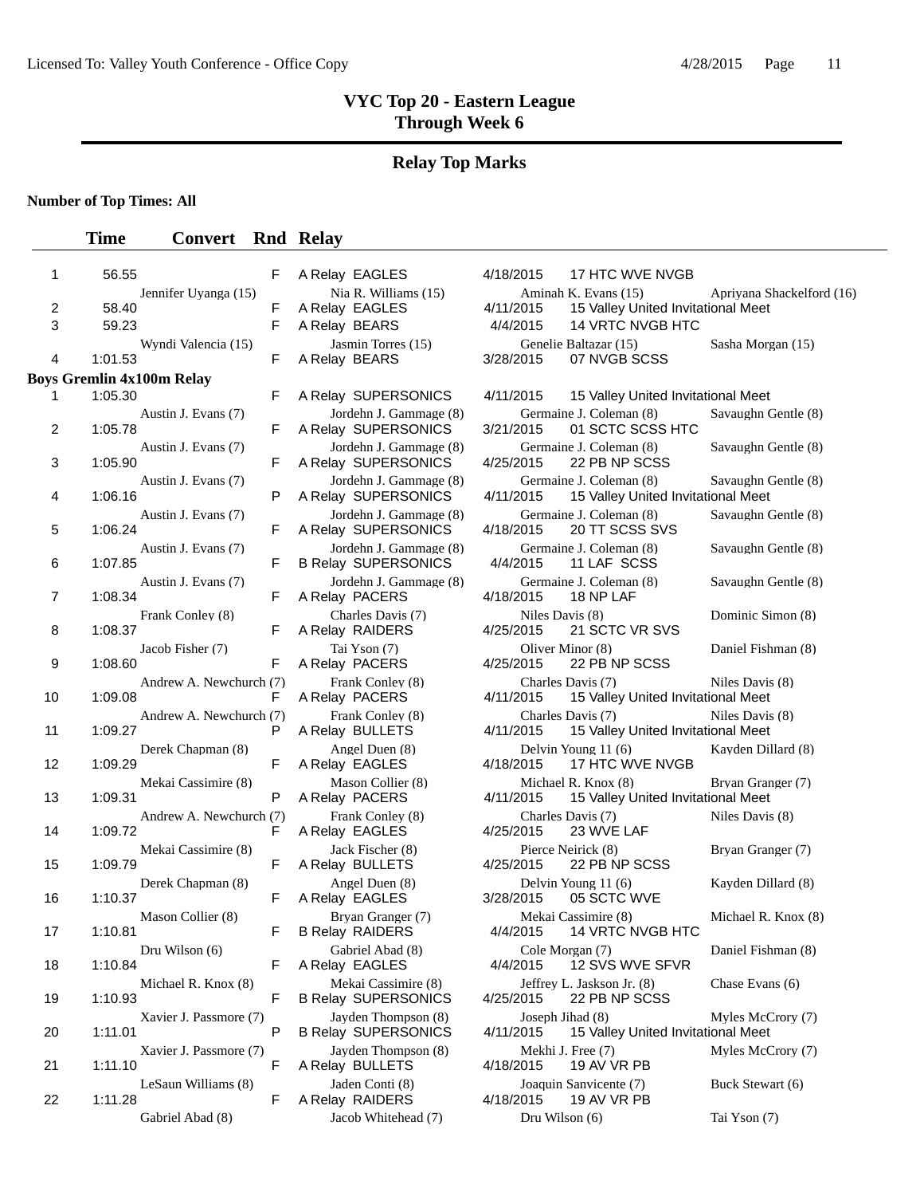# VYC Top 20 - Eastern League
## Through Week 6

## Relay Top Marks

**Number of Top Times: All**

| | Time | Convert | Rnd | Relay | Date | Meet | |
|---|---|---|---|---|---|---|---|
| 1 | 56.55 | | F | A Relay EAGLES | 4/18/2015 | 17 HTC WVE NVGB | |
| | Jennifer Uyanga (15) | | | Nia R. Williams (15) | Aminah K. Evans (15) | | Apriyana Shackelford (16) |
| 2 | 58.40 | | F | A Relay EAGLES | 4/11/2015 | 15 Valley United Invitational Meet | |
| 3 | 59.23 | | F | A Relay BEARS | 4/4/2015 | 14 VRTC NVGB HTC | |
| | Wyndi Valencia (15) | | | Jasmin Torres (15) | Genelie Baltazar (15) | | Sasha Morgan (15) |
| 4 | 1:01.53 | | F | A Relay BEARS | 3/28/2015 | 07 NVGB SCSS | |

**Boys Gremlin 4x100m Relay**

| | Time | Convert | Rnd | Relay | Date | Meet | |
|---|---|---|---|---|---|---|---|
| 1 | 1:05.30 | | F | A Relay SUPERSONICS | 4/11/2015 | 15 Valley United Invitational Meet | |
| | Austin J. Evans (7) | | | Jordehn J. Gammage (8) | Germaine J. Coleman (8) | | Savaughn Gentle (8) |
| 2 | 1:05.78 | | F | A Relay SUPERSONICS | 3/21/2015 | 01 SCTC SCSS HTC | |
| | Austin J. Evans (7) | | | Jordehn J. Gammage (8) | Germaine J. Coleman (8) | | Savaughn Gentle (8) |
| 3 | 1:05.90 | | F | A Relay SUPERSONICS | 4/25/2015 | 22 PB NP SCSS | |
| | Austin J. Evans (7) | | | Jordehn J. Gammage (8) | Germaine J. Coleman (8) | | Savaughn Gentle (8) |
| 4 | 1:06.16 | | P | A Relay SUPERSONICS | 4/11/2015 | 15 Valley United Invitational Meet | |
| | Austin J. Evans (7) | | | Jordehn J. Gammage (8) | Germaine J. Coleman (8) | | Savaughn Gentle (8) |
| 5 | 1:06.24 | | F | A Relay SUPERSONICS | 4/18/2015 | 20 TT SCSS SVS | |
| | Austin J. Evans (7) | | | Jordehn J. Gammage (8) | Germaine J. Coleman (8) | | Savaughn Gentle (8) |
| 6 | 1:07.85 | | F | B Relay SUPERSONICS | 4/4/2015 | 11 LAF SCSS | |
| | Austin J. Evans (7) | | | Jordehn J. Gammage (8) | Germaine J. Coleman (8) | | Savaughn Gentle (8) |
| 7 | 1:08.34 | | F | A Relay PACERS | 4/18/2015 | 18 NP LAF | |
| | Frank Conley (8) | | | Charles Davis (7) | Niles Davis (8) | | Dominic Simon (8) |
| 8 | 1:08.37 | | F | A Relay RAIDERS | 4/25/2015 | 21 SCTC VR SVS | |
| | Jacob Fisher (7) | | | Tai Yson (7) | Oliver Minor (8) | | Daniel Fishman (8) |
| 9 | 1:08.60 | | F | A Relay PACERS | 4/25/2015 | 22 PB NP SCSS | |
| | Andrew A. Newchurch (7) | | | Frank Conley (8) | Charles Davis (7) | | Niles Davis (8) |
| 10 | 1:09.08 | | F | A Relay PACERS | 4/11/2015 | 15 Valley United Invitational Meet | |
| | Andrew A. Newchurch (7) | | | Frank Conley (8) | Charles Davis (7) | | Niles Davis (8) |
| 11 | 1:09.27 | | P | A Relay BULLETS | 4/11/2015 | 15 Valley United Invitational Meet | |
| | Derek Chapman (8) | | | Angel Duen (8) | Delvin Young 11 (6) | | Kayden Dillard (8) |
| 12 | 1:09.29 | | F | A Relay EAGLES | 4/18/2015 | 17 HTC WVE NVGB | |
| | Mekai Cassimire (8) | | | Mason Collier (8) | Michael R. Knox (8) | | Bryan Granger (7) |
| 13 | 1:09.31 | | P | A Relay PACERS | 4/11/2015 | 15 Valley United Invitational Meet | |
| | Andrew A. Newchurch (7) | | | Frank Conley (8) | Charles Davis (7) | | Niles Davis (8) |
| 14 | 1:09.72 | | F | A Relay EAGLES | 4/25/2015 | 23 WVE LAF | |
| | Mekai Cassimire (8) | | | Jack Fischer (8) | Pierce Neirick (8) | | Bryan Granger (7) |
| 15 | 1:09.79 | | F | A Relay BULLETS | 4/25/2015 | 22 PB NP SCSS | |
| | Derek Chapman (8) | | | Angel Duen (8) | Delvin Young 11 (6) | | Kayden Dillard (8) |
| 16 | 1:10.37 | | F | A Relay EAGLES | 3/28/2015 | 05 SCTC WVE | |
| | Mason Collier (8) | | | Bryan Granger (7) | Mekai Cassimire (8) | | Michael R. Knox (8) |
| 17 | 1:10.81 | | F | B Relay RAIDERS | 4/4/2015 | 14 VRTC NVGB HTC | |
| | Dru Wilson (6) | | | Gabriel Abad (8) | Cole Morgan (7) | | Daniel Fishman (8) |
| 18 | 1:10.84 | | F | A Relay EAGLES | 4/4/2015 | 12 SVS WVE SFVR | |
| | Michael R. Knox (8) | | | Mekai Cassimire (8) | Jeffrey L. Jaskson Jr. (8) | | Chase Evans (6) |
| 19 | 1:10.93 | | F | B Relay SUPERSONICS | 4/25/2015 | 22 PB NP SCSS | |
| | Xavier J. Passmore (7) | | | Jayden Thompson (8) | Joseph Jihad (8) | | Myles McCrory (7) |
| 20 | 1:11.01 | | P | B Relay SUPERSONICS | 4/11/2015 | 15 Valley United Invitational Meet | |
| | Xavier J. Passmore (7) | | | Jayden Thompson (8) | Mekhi J. Free (7) | | Myles McCrory (7) |
| 21 | 1:11.10 | | F | A Relay BULLETS | 4/18/2015 | 19 AV VR PB | |
| | LeSaun Williams (8) | | | Jaden Conti (8) | Joaquin Sanvicente (7) | | Buck Stewart (6) |
| 22 | 1:11.28 | | F | A Relay RAIDERS | 4/18/2015 | 19 AV VR PB | |
| | Gabriel Abad (8) | | | Jacob Whitehead (7) | Dru Wilson (6) | | Tai Yson (7) |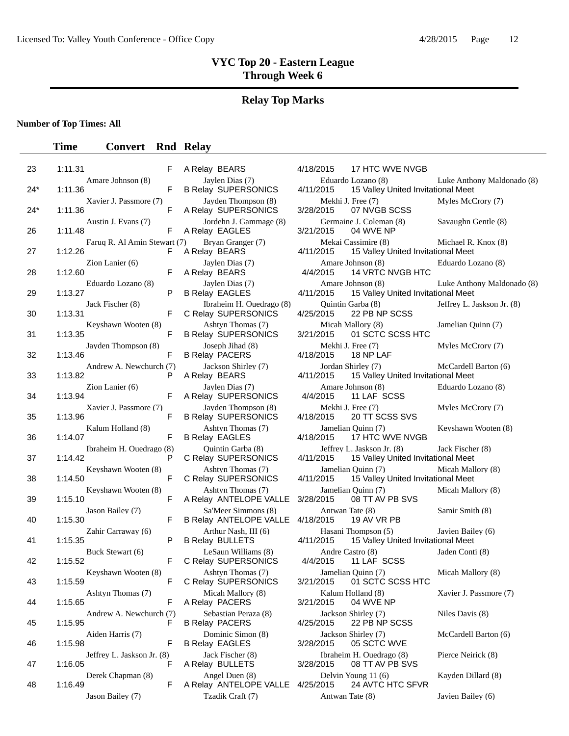# VYC Top 20 - Eastern League
## Through Week 6

## Relay Top Marks

**Number of Top Times: All**

| | Time | Convert | Rnd | Relay | Date | Meet | |
|---|---|---|---|---|---|---|---|
| 23 | 1:11.31 | | F | A Relay BEARS | 4/18/2015 | 17 HTC WVE NVGB | |
| | Amare Johnson (8) | | | Jaylen Dias (7) | Eduardo Lozano (8) | | Luke Anthony Maldonado (8) |
| 24* | 1:11.36 | | F | B Relay SUPERSONICS | 4/11/2015 | 15 Valley United Invitational Meet | |
| | Xavier J. Passmore (7) | | | Jayden Thompson (8) | Mekhi J. Free (7) | | Myles McCrory (7) |
| 24* | 1:11.36 | | F | A Relay SUPERSONICS | 3/28/2015 | 07 NVGB SCSS | |
| | Austin J. Evans (7) | | | Jordehn J. Gammage (8) | Germaine J. Coleman (8) | | Savaughn Gentle (8) |
| 26 | 1:11.48 | | F | A Relay EAGLES | 3/21/2015 | 04 WVE NP | |
| | Faruq R. Al Amin Stewart (7) | | | Bryan Granger (7) | Mekai Cassimire (8) | | Michael R. Knox (8) |
| 27 | 1:12.26 | | F | A Relay BEARS | 4/11/2015 | 15 Valley United Invitational Meet | |
| | Zion Lanier (6) | | | Jaylen Dias (7) | Amare Johnson (8) | | Eduardo Lozano (8) |
| 28 | 1:12.60 | | F | A Relay BEARS | 4/4/2015 | 14 VRTC NVGB HTC | |
| | Eduardo Lozano (8) | | | Jaylen Dias (7) | Amare Johnson (8) | | Luke Anthony Maldonado (8) |
| 29 | 1:13.27 | | P | B Relay EAGLES | 4/11/2015 | 15 Valley United Invitational Meet | |
| | Jack Fischer (8) | | | Ibrahehn H. Ouedrago (8) | Quintin Garba (8) | | Jeffrey L. Jaskson Jr. (8) |
| 30 | 1:13.31 | | F | C Relay SUPERSONICS | 4/25/2015 | 22 PB NP SCSS | |
| | Keyshawn Wooten (8) | | | Ashtyn Thomas (7) | Micah Mallory (8) | | Jamelian Quinn (7) |
| 31 | 1:13.35 | | F | B Relay SUPERSONICS | 3/21/2015 | 01 SCTC SCSS HTC | |
| | Jayden Thompson (8) | | | Joseph Jihad (8) | Mekhi J. Free (7) | | Myles McCrory (7) |
| 32 | 1:13.46 | | F | B Relay PACERS | 4/18/2015 | 18 NP LAF | |
| | Andrew A. Newchurch (7) | | | Jackson Shirley (7) | Jordan Shirley (7) | | McCardell Barton (6) |
| 33 | 1:13.82 | | P | A Relay BEARS | 4/11/2015 | 15 Valley United Invitational Meet | |
| | Zion Lanier (6) | | | Jaylen Dias (7) | Amare Johnson (8) | | Eduardo Lozano (8) |
| 34 | 1:13.94 | | F | A Relay SUPERSONICS | 4/4/2015 | 11 LAF SCSS | |
| | Xavier J. Passmore (7) | | | Jayden Thompson (8) | Mekhi J. Free (7) | | Myles McCrory (7) |
| 35 | 1:13.96 | | F | B Relay SUPERSONICS | 4/18/2015 | 20 TT SCSS SVS | |
| | Kalum Holland (8) | | | Ashtyn Thomas (7) | Jamelian Quinn (7) | | Keyshawn Wooten (8) |
| 36 | 1:14.07 | | F | B Relay EAGLES | 4/18/2015 | 17 HTC WVE NVGB | |
| | Ibraheim H. Ouedrago (8) | | | Quintin Garba (8) | Jeffrey L. Jaskson Jr. (8) | | Jack Fischer (8) |
| 37 | 1:14.42 | | P | C Relay SUPERSONICS | 4/11/2015 | 15 Valley United Invitational Meet | |
| | Keyshawn Wooten (8) | | | Ashtyn Thomas (7) | Jamelian Quinn (7) | | Micah Mallory (8) |
| 38 | 1:14.50 | | F | C Relay SUPERSONICS | 4/11/2015 | 15 Valley United Invitational Meet | |
| | Keyshawn Wooten (8) | | | Ashtyn Thomas (7) | Jamelian Quinn (7) | | Micah Mallory (8) |
| 39 | 1:15.10 | | F | A Relay ANTELOPE VALLE | 3/28/2015 | 08 TT AV PB SVS | |
| | Jason Bailey (7) | | | Sa'Meer Simmons (8) | Antwan Tate (8) | | Samir Smith (8) |
| 40 | 1:15.30 | | F | B Relay ANTELOPE VALLE | 4/18/2015 | 19 AV VR PB | |
| | Zahir Carraway (6) | | | Arthur Nash, III (6) | Hasani Thompson (5) | | Javien Bailey (6) |
| 41 | 1:15.35 | | P | B Relay BULLETS | 4/11/2015 | 15 Valley United Invitational Meet | |
| | Buck Stewart (6) | | | LeSaun Williams (8) | Andre Castro (8) | | Jaden Conti (8) |
| 42 | 1:15.52 | | F | C Relay SUPERSONICS | 4/4/2015 | 11 LAF SCSS | |
| | Keyshawn Wooten (8) | | | Ashtyn Thomas (7) | Jamelian Quinn (7) | | Micah Mallory (8) |
| 43 | 1:15.59 | | F | C Relay SUPERSONICS | 3/21/2015 | 01 SCTC SCSS HTC | |
| | Ashtyn Thomas (7) | | | Micah Mallory (8) | Kalum Holland (8) | | Xavier J. Passmore (7) |
| 44 | 1:15.65 | | F | A Relay PACERS | 3/21/2015 | 04 WVE NP | |
| | Andrew A. Newchurch (7) | | | Sebastian Peraza (8) | Jackson Shirley (7) | | Niles Davis (8) |
| 45 | 1:15.95 | | F | B Relay PACERS | 4/25/2015 | 22 PB NP SCSS | |
| | Aiden Harris (7) | | | Dominic Simon (8) | Jackson Shirley (7) | | McCardell Barton (6) |
| 46 | 1:15.98 | | F | B Relay EAGLES | 3/28/2015 | 05 SCTC WVE | |
| | Jeffrey L. Jaskson Jr. (8) | | | Jack Fischer (8) | Ibraheim H. Ouedrago (8) | | Pierce Neirick (8) |
| 47 | 1:16.05 | | F | A Relay BULLETS | 3/28/2015 | 08 TT AV PB SVS | |
| | Derek Chapman (8) | | | Angel Duen (8) | Delvin Young 11 (6) | | Kayden Dillard (8) |
| 48 | 1:16.49 | | F | A Relay ANTELOPE VALLE | 4/25/2015 | 24 AVTC HTC SFVR | |
| | Jason Bailey (7) | | | Tzadik Craft (7) | Antwan Tate (8) | | Javien Bailey (6) |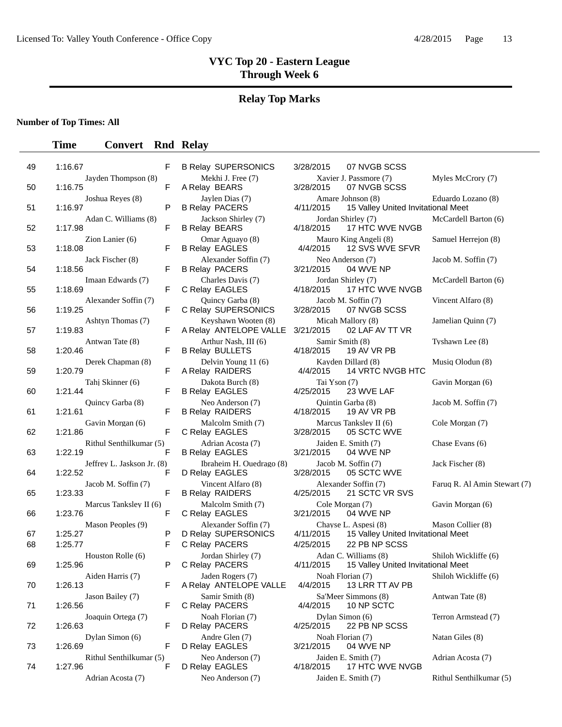# VYC Top 20 - Eastern League
## Through Week 6

## Relay Top Marks

**Number of Top Times: All**

| | Time | Convert | Rnd | Relay | | | |
|---|---|---|---|---|---|---|---|
| 49 | 1:16.67 | | F | B Relay SUPERSONICS | 3/28/2015 | 07 NVGB SCSS | |
| | Jayden Thompson (8) | | | Mekhi J. Free (7) | Xavier J. Passmore (7) | | Myles McCrory (7) |
| 50 | 1:16.75 | | F | A Relay BEARS | 3/28/2015 | 07 NVGB SCSS | |
| | Joshua Reyes (8) | | | Jaylen Dias (7) | Amare Johnson (8) | | Eduardo Lozano (8) |
| 51 | 1:16.97 | | P | B Relay PACERS | 4/11/2015 | 15 Valley United Invitational Meet | |
| | Adan C. Williams (8) | | | Jackson Shirley (7) | Jordan Shirley (7) | | McCardell Barton (6) |
| 52 | 1:17.98 | | F | B Relay BEARS | 4/18/2015 | 17 HTC WVE NVGB | |
| | Zion Lanier (6) | | | Omar Aguayo (8) | Mauro King Angeli (8) | | Samuel Herrejon (8) |
| 53 | 1:18.08 | | F | B Relay EAGLES | 4/4/2015 | 12 SVS WVE SFVR | |
| | Jack Fischer (8) | | | Alexander Soffin (7) | Neo Anderson (7) | | Jacob M. Soffin (7) |
| 54 | 1:18.56 | | F | B Relay PACERS | 3/21/2015 | 04 WVE NP | |
| | Imaan Edwards (7) | | | Charles Davis (7) | Jordan Shirley (7) | | McCardell Barton (6) |
| 55 | 1:18.69 | | F | C Relay EAGLES | 4/18/2015 | 17 HTC WVE NVGB | |
| | Alexander Soffin (7) | | | Quincy Garba (8) | Jacob M. Soffin (7) | | Vincent Alfaro (8) |
| 56 | 1:19.25 | | F | C Relay SUPERSONICS | 3/28/2015 | 07 NVGB SCSS | |
| | Ashtyn Thomas (7) | | | Keyshawn Wooten (8) | Micah Mallory (8) | | Jamelian Quinn (7) |
| 57 | 1:19.83 | | F | A Relay ANTELOPE VALLE | 3/21/2015 | 02 LAF AV TT VR | |
| | Antwan Tate (8) | | | Arthur Nash, III (6) | Samir Smith (8) | | Tyshawn Lee (8) |
| 58 | 1:20.46 | | F | B Relay BULLETS | 4/18/2015 | 19 AV VR PB | |
| | Derek Chapman (8) | | | Delvin Young 11 (6) | Kayden Dillard (8) | | Musiq Olodun (8) |
| 59 | 1:20.79 | | F | A Relay RAIDERS | 4/4/2015 | 14 VRTC NVGB HTC | |
| | Tahj Skinner (6) | | | Dakota Burch (8) | Tai Yson (7) | | Gavin Morgan (6) |
| 60 | 1:21.44 | | F | B Relay EAGLES | 4/25/2015 | 23 WVE LAF | |
| | Quincy Garba (8) | | | Neo Anderson (7) | Quintin Garba (8) | | Jacob M. Soffin (7) |
| 61 | 1:21.61 | | F | B Relay RAIDERS | 4/18/2015 | 19 AV VR PB | |
| | Gavin Morgan (6) | | | Malcolm Smith (7) | Marcus Tanksley II (6) | | Cole Morgan (7) |
| 62 | 1:21.86 | | F | C Relay EAGLES | 3/28/2015 | 05 SCTC WVE | |
| | Rithul Senthilkumar (5) | | | Adrian Acosta (7) | Jaiden E. Smith (7) | | Chase Evans (6) |
| 63 | 1:22.19 | | F | B Relay EAGLES | 3/21/2015 | 04 WVE NP | |
| | Jeffrey L. Jaskson Jr. (8) | | | Ibraheim H. Ouedrago (8) | Jacob M. Soffin (7) | | Jack Fischer (8) |
| 64 | 1:22.52 | | F | D Relay EAGLES | 3/28/2015 | 05 SCTC WVE | |
| | Jacob M. Soffin (7) | | | Vincent Alfaro (8) | Alexander Soffin (7) | | Faruq R. Al Amin Stewart (7) |
| 65 | 1:23.33 | | F | B Relay RAIDERS | 4/25/2015 | 21 SCTC VR SVS | |
| | Marcus Tanksley II (6) | | | Malcolm Smith (7) | Cole Morgan (7) | | Gavin Morgan (6) |
| 66 | 1:23.76 | | F | C Relay EAGLES | 3/21/2015 | 04 WVE NP | |
| | Mason Peoples (9) | | | Alexander Soffin (7) | Chayse L. Aspesi (8) | | Mason Collier (8) |
| 67 | 1:25.27 | | P | D Relay SUPERSONICS | 4/11/2015 | 15 Valley United Invitational Meet | |
| 68 | 1:25.77 | | F | C Relay PACERS | 4/25/2015 | 22 PB NP SCSS | |
| | Houston Rolle (6) | | | Jordan Shirley (7) | Adan C. Williams (8) | | Shiloh Wickliffe (6) |
| 69 | 1:25.96 | | P | C Relay PACERS | 4/11/2015 | 15 Valley United Invitational Meet | |
| | Aiden Harris (7) | | | Jaden Rogers (7) | Noah Florian (7) | | Shiloh Wickliffe (6) |
| 70 | 1:26.13 | | F | A Relay ANTELOPE VALLE | 4/4/2015 | 13 LRR TT AV PB | |
| | Jason Bailey (7) | | | Samir Smith (8) | Sa'Meer Simmons (8) | | Antwan Tate (8) |
| 71 | 1:26.56 | | F | C Relay PACERS | 4/4/2015 | 10 NP SCTC | |
| | Joaquin Ortega (7) | | | Noah Florian (7) | Dylan Simon (6) | | Terron Armstead (7) |
| 72 | 1:26.63 | | F | D Relay PACERS | 4/25/2015 | 22 PB NP SCSS | |
| | Dylan Simon (6) | | | Andre Glen (7) | Noah Florian (7) | | Natan Giles (8) |
| 73 | 1:26.69 | | F | D Relay EAGLES | 3/21/2015 | 04 WVE NP | |
| | Rithul Senthilkumar (5) | | | Neo Anderson (7) | Jaiden E. Smith (7) | | Adrian Acosta (7) |
| 74 | 1:27.96 | | F | D Relay EAGLES | 4/18/2015 | 17 HTC WVE NVGB | |
| | Adrian Acosta (7) | | | Neo Anderson (7) | Jaiden E. Smith (7) | | Rithul Senthilkumar (5) |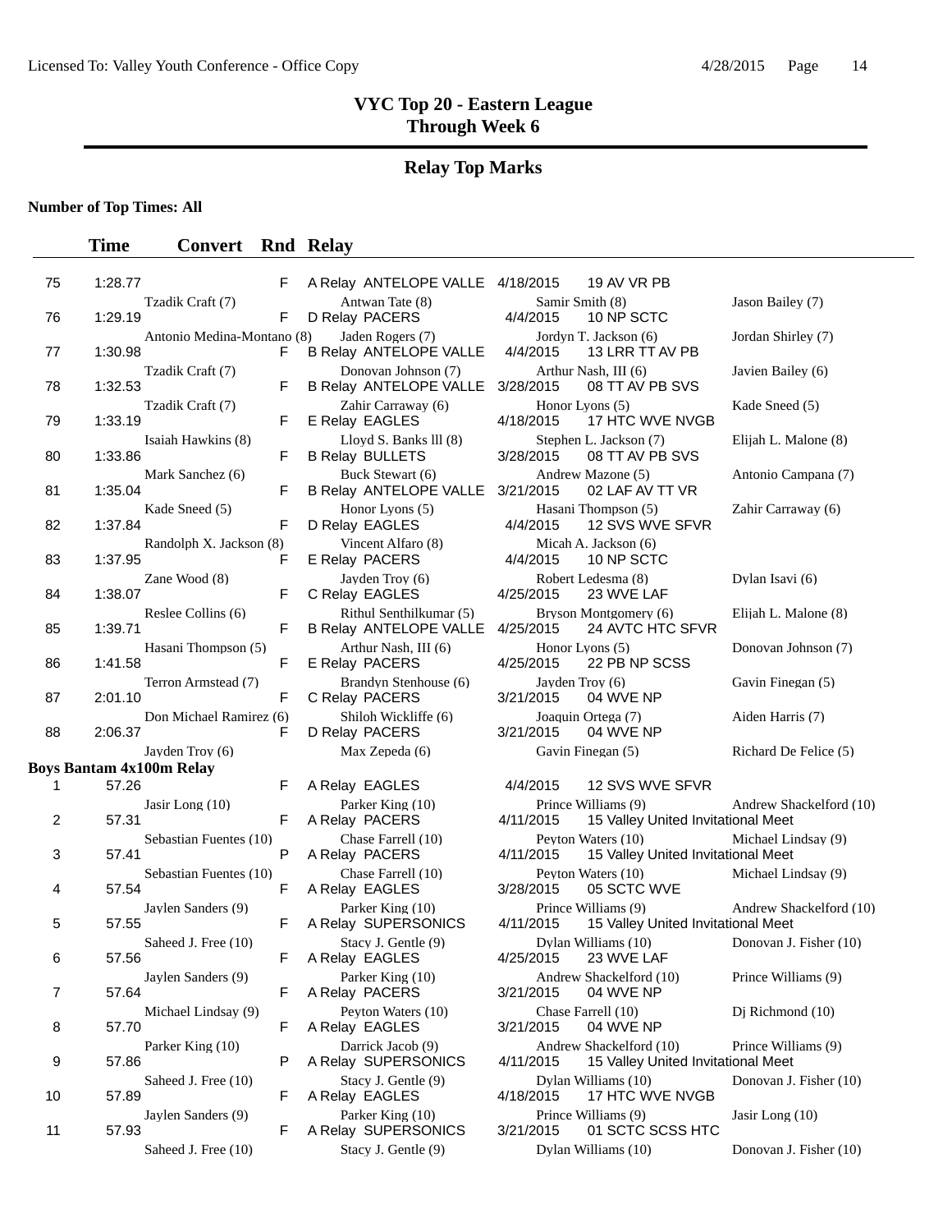# VYC Top 20 - Eastern League
## Through Week 6

## Relay Top Marks

**Number of Top Times: All**

| | Time | Convert | Rnd | Relay | Date | Meet | |
|---|---|---|---|---|---|---|---|
| 75 | 1:28.77 | | F | A Relay ANTELOPE VALLE | 4/18/2015 | 19 AV VR PB | |
| | | Tzadik Craft (7) | | Antwan Tate (8) | Samir Smith (8) | | Jason Bailey (7) |
| 76 | 1:29.19 | | F | D Relay PACERS | 4/4/2015 | 10 NP SCTC | |
| | | Antonio Medina-Montano (8) | | Jaden Rogers (7) | Jordyn T. Jackson (6) | | Jordan Shirley (7) |
| 77 | 1:30.98 | | F | B Relay ANTELOPE VALLE | 4/4/2015 | 13 LRR TT AV PB | |
| | | Tzadik Craft (7) | | Donovan Johnson (7) | Arthur Nash, III (6) | | Javien Bailey (6) |
| 78 | 1:32.53 | | F | B Relay ANTELOPE VALLE | 3/28/2015 | 08 TT AV PB SVS | |
| | | Tzadik Craft (7) | | Zahir Carraway (6) | Honor Lyons (5) | | Kade Sneed (5) |
| 79 | 1:33.19 | | F | E Relay EAGLES | 4/18/2015 | 17 HTC WVE NVGB | |
| | | Isaiah Hawkins (8) | | Lloyd S. Banks lll (8) | Stephen L. Jackson (7) | | Elijah L. Malone (8) |
| 80 | 1:33.86 | | F | B Relay BULLETS | 3/28/2015 | 08 TT AV PB SVS | |
| | | Mark Sanchez (6) | | Buck Stewart (6) | Andrew Mazone (5) | | Antonio Campana (7) |
| 81 | 1:35.04 | | F | B Relay ANTELOPE VALLE | 3/21/2015 | 02 LAF AV TT VR | |
| | | Kade Sneed (5) | | Honor Lyons (5) | Hasani Thompson (5) | | Zahir Carraway (6) |
| 82 | 1:37.84 | | F | D Relay EAGLES | 4/4/2015 | 12 SVS WVE SFVR | |
| | | Randolph X. Jackson (8) | | Vincent Alfaro (8) | Micah A. Jackson (6) | | |
| 83 | 1:37.95 | | F | E Relay PACERS | 4/4/2015 | 10 NP SCTC | |
| | | Zane Wood (8) | | Jayden Troy (6) | Robert Ledesma (8) | | Dylan Isavi (6) |
| 84 | 1:38.07 | | F | C Relay EAGLES | 4/25/2015 | 23 WVE LAF | |
| | | Reslee Collins (6) | | Rithul Senthilkumar (5) | Bryson Montgomery (6) | | Elijah L. Malone (8) |
| 85 | 1:39.71 | | F | B Relay ANTELOPE VALLE | 4/25/2015 | 24 AVTC HTC SFVR | |
| | | Hasani Thompson (5) | | Arthur Nash, III (6) | Honor Lyons (5) | | Donovan Johnson (7) |
| 86 | 1:41.58 | | F | E Relay PACERS | 4/25/2015 | 22 PB NP SCSS | |
| | | Terron Armstead (7) | | Brandyn Stenhouse (6) | Jayden Troy (6) | | Gavin Finegan (5) |
| 87 | 2:01.10 | | F | C Relay PACERS | 3/21/2015 | 04 WVE NP | |
| | | Don Michael Ramirez (6) | | Shiloh Wickliffe (6) | Joaquin Ortega (7) | | Aiden Harris (7) |
| 88 | 2:06.37 | | F | D Relay PACERS | 3/21/2015 | 04 WVE NP | |
| | | Jayden Troy (6) | | Max Zepeda (6) | Gavin Finegan (5) | | Richard De Felice (5) |

**Boys Bantam 4x100m Relay**

| | Time | Convert | Rnd | Relay | Date | Meet | |
|---|---|---|---|---|---|---|---|
| 1 | 57.26 | | F | A Relay EAGLES | 4/4/2015 | 12 SVS WVE SFVR | |
| | | Jasir Long (10) | | Parker King (10) | Prince Williams (9) | | Andrew Shackelford (10) |
| 2 | 57.31 | | F | A Relay PACERS | 4/11/2015 | 15 Valley United Invitational Meet | |
| | | Sebastian Fuentes (10) | | Chase Farrell (10) | Peyton Waters (10) | | Michael Lindsay (9) |
| 3 | 57.41 | | P | A Relay PACERS | 4/11/2015 | 15 Valley United Invitational Meet | |
| | | Sebastian Fuentes (10) | | Chase Farrell (10) | Peyton Waters (10) | | Michael Lindsay (9) |
| 4 | 57.54 | | F | A Relay EAGLES | 3/28/2015 | 05 SCTC WVE | |
| | | Jaylen Sanders (9) | | Parker King (10) | Prince Williams (9) | | Andrew Shackelford (10) |
| 5 | 57.55 | | F | A Relay SUPERSONICS | 4/11/2015 | 15 Valley United Invitational Meet | |
| | | Saheed J. Free (10) | | Stacy J. Gentle (9) | Dylan Williams (10) | | Donovan J. Fisher (10) |
| 6 | 57.56 | | F | A Relay EAGLES | 4/25/2015 | 23 WVE LAF | |
| | | Jaylen Sanders (9) | | Parker King (10) | Andrew Shackelford (10) | | Prince Williams (9) |
| 7 | 57.64 | | F | A Relay PACERS | 3/21/2015 | 04 WVE NP | |
| | | Michael Lindsay (9) | | Peyton Waters (10) | Chase Farrell (10) | | Dj Richmond (10) |
| 8 | 57.70 | | F | A Relay EAGLES | 3/21/2015 | 04 WVE NP | |
| | | Parker King (10) | | Darrick Jacob (9) | Andrew Shackelford (10) | | Prince Williams (9) |
| 9 | 57.86 | | P | A Relay SUPERSONICS | 4/11/2015 | 15 Valley United Invitational Meet | |
| | | Saheed J. Free (10) | | Stacy J. Gentle (9) | Dylan Williams (10) | | Donovan J. Fisher (10) |
| 10 | 57.89 | | F | A Relay EAGLES | 4/18/2015 | 17 HTC WVE NVGB | |
| | | Jaylen Sanders (9) | | Parker King (10) | Prince Williams (9) | | Jasir Long (10) |
| 11 | 57.93 | | F | A Relay SUPERSONICS | 3/21/2015 | 01 SCTC SCSS HTC | |
| | | Saheed J. Free (10) | | Stacy J. Gentle (9) | Dylan Williams (10) | | Donovan J. Fisher (10) |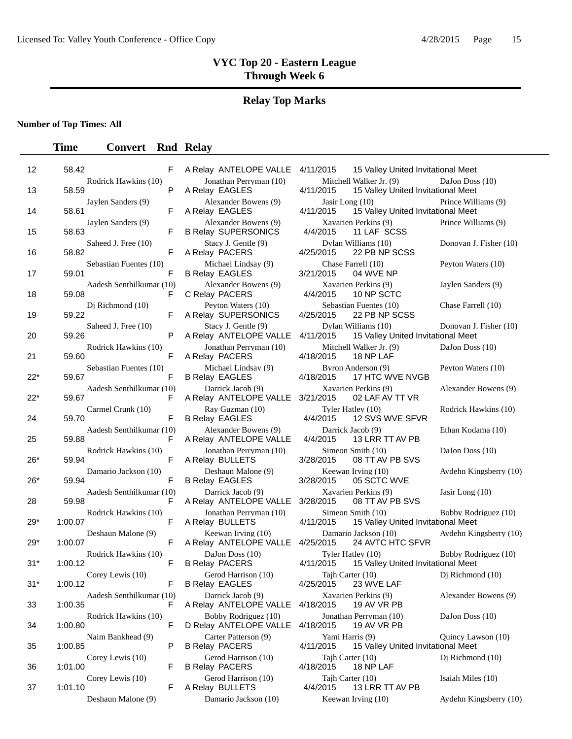# VYC Top 20 - Eastern League
## Through Week 6

## Relay Top Marks

**Number of Top Times: All**

| | Time | Convert | Rnd | Relay | | | |
|---|---|---|---|---|---|---|---|
| 12 | 58.42 | | F | A Relay ANTELOPE VALLE | 4/11/2015 | 15 Valley United Invitational Meet | |
| | Rodrick Hawkins (10) | | | Jonathan Perryman (10) | | Mitchell Walker Jr. (9) | DaJon Doss (10) |
| 13 | 58.59 | | P | A Relay EAGLES | 4/11/2015 | 15 Valley United Invitational Meet | |
| | Jaylen Sanders (9) | | | Alexander Bowens (9) | | Jasir Long (10) | Prince Williams (9) |
| 14 | 58.61 | | F | A Relay EAGLES | 4/11/2015 | 15 Valley United Invitational Meet | |
| | Jaylen Sanders (9) | | | Alexander Bowens (9) | | Xavarien Perkins (9) | Prince Williams (9) |
| 15 | 58.63 | | F | B Relay SUPERSONICS | 4/4/2015 | 11 LAF SCSS | |
| | Saheed J. Free (10) | | | Stacy J. Gentle (9) | | Dylan Williams (10) | Donovan J. Fisher (10) |
| 16 | 58.82 | | F | A Relay PACERS | 4/25/2015 | 22 PB NP SCSS | |
| | Sebastian Fuentes (10) | | | Michael Lindsay (9) | | Chase Farrell (10) | Peyton Waters (10) |
| 17 | 59.01 | | F | B Relay EAGLES | 3/21/2015 | 04 WVE NP | |
| | Aadesh Senthilkumar (10) | | | Alexander Bowens (9) | | Xavarien Perkins (9) | Jaylen Sanders (9) |
| 18 | 59.08 | | F | C Relay PACERS | 4/4/2015 | 10 NP SCTC | |
| | Dj Richmond (10) | | | Peyton Waters (10) | | Sebastian Fuentes (10) | Chase Farrell (10) |
| 19 | 59.22 | | F | A Relay SUPERSONICS | 4/25/2015 | 22 PB NP SCSS | |
| | Saheed J. Free (10) | | | Stacy J. Gentle (9) | | Dylan Williams (10) | Donovan J. Fisher (10) |
| 20 | 59.26 | | P | A Relay ANTELOPE VALLE | 4/11/2015 | 15 Valley United Invitational Meet | |
| | Rodrick Hawkins (10) | | | Jonathan Perryman (10) | | Mitchell Walker Jr. (9) | DaJon Doss (10) |
| 21 | 59.60 | | F | A Relay PACERS | 4/18/2015 | 18 NP LAF | |
| | Sebastian Fuentes (10) | | | Michael Lindsay (9) | | Byron Anderson (9) | Peyton Waters (10) |
| 22* | 59.67 | | F | B Relay EAGLES | 4/18/2015 | 17 HTC WVE NVGB | |
| | Aadesh Senthilkumar (10) | | | Darrick Jacob (9) | | Xavarien Perkins (9) | Alexander Bowens (9) |
| 22* | 59.67 | | F | A Relay ANTELOPE VALLE | 3/21/2015 | 02 LAF AV TT VR | |
| | Carmel Crunk (10) | | | Ray Guzman (10) | | Tyler Hatley (10) | Rodrick Hawkins (10) |
| 24 | 59.70 | | F | B Relay EAGLES | 4/4/2015 | 12 SVS WVE SFVR | |
| | Aadesh Senthilkumar (10) | | | Alexander Bowens (9) | | Darrick Jacob (9) | Ethan Kodama (10) |
| 25 | 59.88 | | F | A Relay ANTELOPE VALLE | 4/4/2015 | 13 LRR TT AV PB | |
| | Rodrick Hawkins (10) | | | Jonathan Perryman (10) | | Simeon Smith (10) | DaJon Doss (10) |
| 26* | 59.94 | | F | A Relay BULLETS | 3/28/2015 | 08 TT AV PB SVS | |
| | Damario Jackson (10) | | | Deshaun Malone (9) | | Keewan Irving (10) | Aydehn Kingsberry (10) |
| 26* | 59.94 | | F | B Relay EAGLES | 3/28/2015 | 05 SCTC WVE | |
| | Aadesh Senthilkumar (10) | | | Darrick Jacob (9) | | Xavarien Perkins (9) | Jasir Long (10) |
| 28 | 59.98 | | F | A Relay ANTELOPE VALLE | 3/28/2015 | 08 TT AV PB SVS | |
| | Rodrick Hawkins (10) | | | Jonathan Perryman (10) | | Simeon Smith (10) | Bobby Rodriguez (10) |
| 29* | 1:00.07 | | F | A Relay BULLETS | 4/11/2015 | 15 Valley United Invitational Meet | |
| | Deshaun Malone (9) | | | Keewan Irving (10) | | Damario Jackson (10) | Aydehn Kingsberry (10) |
| 29* | 1:00.07 | | F | A Relay ANTELOPE VALLE | 4/25/2015 | 24 AVTC HTC SFVR | |
| | Rodrick Hawkins (10) | | | DaJon Doss (10) | | Tyler Hatley (10) | Bobby Rodriguez (10) |
| 31* | 1:00.12 | | F | B Relay PACERS | 4/11/2015 | 15 Valley United Invitational Meet | |
| | Corey Lewis (10) | | | Gerod Harrison (10) | | Tajh Carter (10) | Dj Richmond (10) |
| 31* | 1:00.12 | | F | B Relay EAGLES | 4/25/2015 | 23 WVE LAF | |
| | Aadesh Senthilkumar (10) | | | Darrick Jacob (9) | | Xavarien Perkins (9) | Alexander Bowens (9) |
| 33 | 1:00.35 | | F | A Relay ANTELOPE VALLE | 4/18/2015 | 19 AV VR PB | |
| | Rodrick Hawkins (10) | | | Bobby Rodriguez (10) | | Jonathan Perryman (10) | DaJon Doss (10) |
| 34 | 1:00.80 | | F | D Relay ANTELOPE VALLE | 4/18/2015 | 19 AV VR PB | |
| | Naim Bankhead (9) | | | Carter Patterson (9) | | Yami Harris (9) | Quincy Lawson (10) |
| 35 | 1:00.85 | | P | B Relay PACERS | 4/11/2015 | 15 Valley United Invitational Meet | |
| | Corey Lewis (10) | | | Gerod Harrison (10) | | Tajh Carter (10) | Dj Richmond (10) |
| 36 | 1:01.00 | | F | B Relay PACERS | 4/18/2015 | 18 NP LAF | |
| | Corey Lewis (10) | | | Gerod Harrison (10) | | Tajh Carter (10) | Isaiah Miles (10) |
| 37 | 1:01.10 | | F | A Relay BULLETS | 4/4/2015 | 13 LRR TT AV PB | |
| | Deshaun Malone (9) | | | Damario Jackson (10) | | Keewan Irving (10) | Aydehn Kingsberry (10) |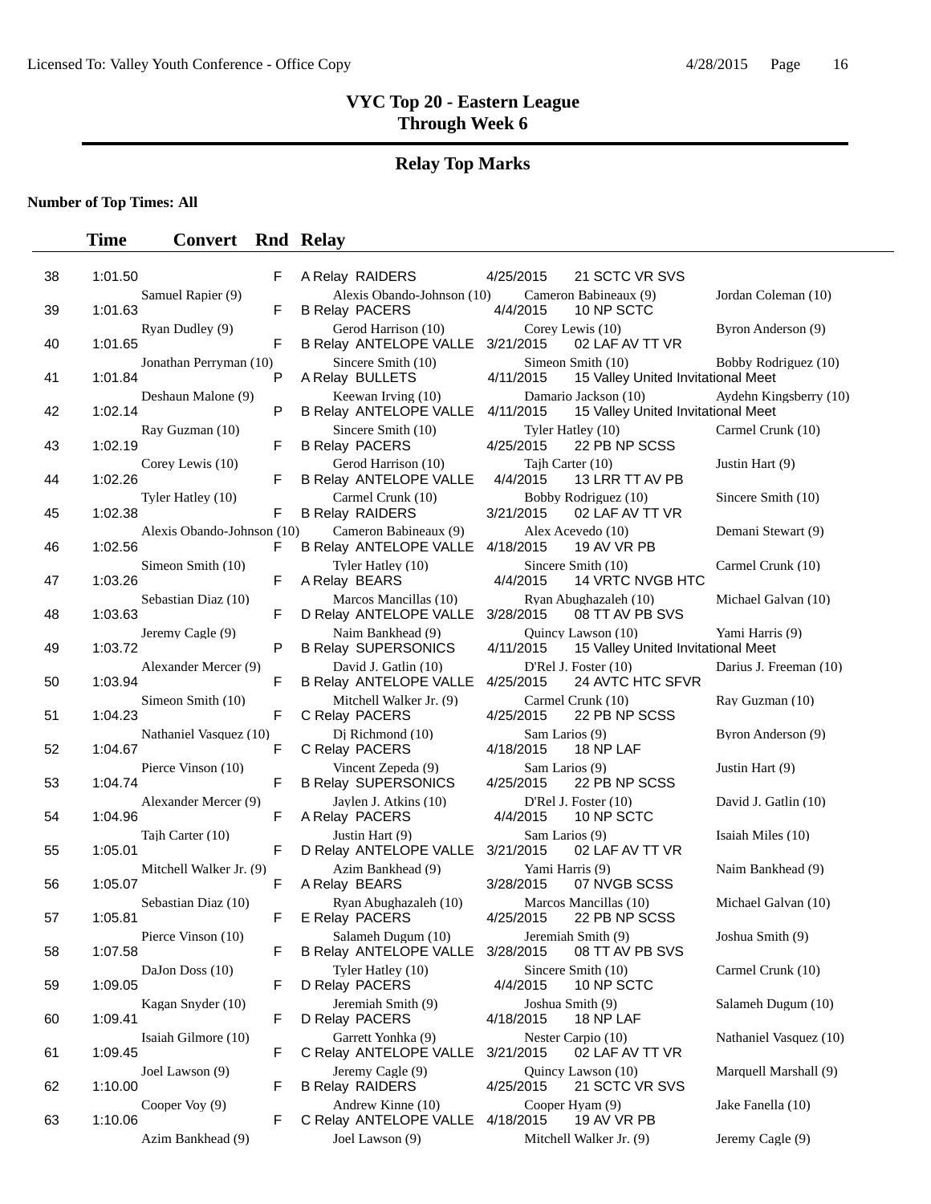# VYC Top 20 - Eastern League
# Through Week 6

## Relay Top Marks

**Number of Top Times: All**

| | Time | Convert | Rnd | Relay | | | |
|---|---|---|---|---|---|---|---|
| 38 | 1:01.50 | | F | A Relay RAIDERS | 4/25/2015 | 21 SCTC VR SVS | |
| | Samuel Rapier (9) | | | Alexis Obando-Johnson (10) | Cameron Babineaux (9) | | Jordan Coleman (10) |
| 39 | 1:01.63 | | F | B Relay PACERS | 4/4/2015 | 10 NP SCTC | |
| | Ryan Dudley (9) | | | Gerod Harrison (10) | Corey Lewis (10) | | Byron Anderson (9) |
| 40 | 1:01.65 | | F | B Relay ANTELOPE VALLE | 3/21/2015 | 02 LAF AV TT VR | |
| | Jonathan Perryman (10) | | | Sincere Smith (10) | Simeon Smith (10) | | Bobby Rodriguez (10) |
| 41 | 1:01.84 | | P | A Relay BULLETS | 4/11/2015 | 15 Valley United Invitational Meet | |
| | Deshaun Malone (9) | | | Keewan Irving (10) | Damario Jackson (10) | | Aydehn Kingsberry (10) |
| 42 | 1:02.14 | | P | B Relay ANTELOPE VALLE | 4/11/2015 | 15 Valley United Invitational Meet | |
| | Ray Guzman (10) | | | Sincere Smith (10) | Tyler Hatley (10) | | Carmel Crunk (10) |
| 43 | 1:02.19 | | F | B Relay PACERS | 4/25/2015 | 22 PB NP SCSS | |
| | Corey Lewis (10) | | | Gerod Harrison (10) | Tajh Carter (10) | | Justin Hart (9) |
| 44 | 1:02.26 | | F | B Relay ANTELOPE VALLE | 4/4/2015 | 13 LRR TT AV PB | |
| | Tyler Hatley (10) | | | Carmel Crunk (10) | Bobby Rodriguez (10) | | Sincere Smith (10) |
| 45 | 1:02.38 | | F | B Relay RAIDERS | 3/21/2015 | 02 LAF AV TT VR | |
| | Alexis Obando-Johnson (10) | | | Cameron Babineaux (9) | Alex Acevedo (10) | | Demani Stewart (9) |
| 46 | 1:02.56 | | F | B Relay ANTELOPE VALLE | 4/18/2015 | 19 AV VR PB | |
| | Simeon Smith (10) | | | Tyler Hatley (10) | Sincere Smith (10) | | Carmel Crunk (10) |
| 47 | 1:03.26 | | F | A Relay BEARS | 4/4/2015 | 14 VRTC NVGB HTC | |
| | Sebastian Diaz (10) | | | Marcos Mancillas (10) | Ryan Abughazaleh (10) | | Michael Galvan (10) |
| 48 | 1:03.63 | | F | D Relay ANTELOPE VALLE | 3/28/2015 | 08 TT AV PB SVS | |
| | Jeremy Cagle (9) | | | Naim Bankhead (9) | Quincy Lawson (10) | | Yami Harris (9) |
| 49 | 1:03.72 | | P | B Relay SUPERSONICS | 4/11/2015 | 15 Valley United Invitational Meet | |
| | Alexander Mercer (9) | | | David J. Gatlin (10) | D'Rel J. Foster (10) | | Darius J. Freeman (10) |
| 50 | 1:03.94 | | F | B Relay ANTELOPE VALLE | 4/25/2015 | 24 AVTC HTC SFVR | |
| | Simeon Smith (10) | | | Mitchell Walker Jr. (9) | Carmel Crunk (10) | | Ray Guzman (10) |
| 51 | 1:04.23 | | F | C Relay PACERS | 4/25/2015 | 22 PB NP SCSS | |
| | Nathaniel Vasquez (10) | | | Dj Richmond (10) | Sam Larios (9) | | Byron Anderson (9) |
| 52 | 1:04.67 | | F | C Relay PACERS | 4/18/2015 | 18 NP LAF | |
| | Pierce Vinson (10) | | | Vincent Zepeda (9) | Sam Larios (9) | | Justin Hart (9) |
| 53 | 1:04.74 | | F | B Relay SUPERSONICS | 4/25/2015 | 22 PB NP SCSS | |
| | Alexander Mercer (9) | | | Jaylen J. Atkins (10) | D'Rel J. Foster (10) | | David J. Gatlin (10) |
| 54 | 1:04.96 | | F | A Relay PACERS | 4/4/2015 | 10 NP SCTC | |
| | Tajh Carter (10) | | | Justin Hart (9) | Sam Larios (9) | | Isaiah Miles (10) |
| 55 | 1:05.01 | | F | D Relay ANTELOPE VALLE | 3/21/2015 | 02 LAF AV TT VR | |
| | Mitchell Walker Jr. (9) | | | Azim Bankhead (9) | Yami Harris (9) | | Naim Bankhead (9) |
| 56 | 1:05.07 | | F | A Relay BEARS | 3/28/2015 | 07 NVGB SCSS | |
| | Sebastian Diaz (10) | | | Ryan Abughazaleh (10) | Marcos Mancillas (10) | | Michael Galvan (10) |
| 57 | 1:05.81 | | F | E Relay PACERS | 4/25/2015 | 22 PB NP SCSS | |
| | Pierce Vinson (10) | | | Salameh Dugum (10) | Jeremiah Smith (9) | | Joshua Smith (9) |
| 58 | 1:07.58 | | F | B Relay ANTELOPE VALLE | 3/28/2015 | 08 TT AV PB SVS | |
| | DaJon Doss (10) | | | Tyler Hatley (10) | Sincere Smith (10) | | Carmel Crunk (10) |
| 59 | 1:09.05 | | F | D Relay PACERS | 4/4/2015 | 10 NP SCTC | |
| | Kagan Snyder (10) | | | Jeremiah Smith (9) | Joshua Smith (9) | | Salameh Dugum (10) |
| 60 | 1:09.41 | | F | D Relay PACERS | 4/18/2015 | 18 NP LAF | |
| | Isaiah Gilmore (10) | | | Garrett Yonhka (9) | Nester Carpio (10) | | Nathaniel Vasquez (10) |
| 61 | 1:09.45 | | F | C Relay ANTELOPE VALLE | 3/21/2015 | 02 LAF AV TT VR | |
| | Joel Lawson (9) | | | Jeremy Cagle (9) | Quincy Lawson (10) | | Marquell Marshall (9) |
| 62 | 1:10.00 | | F | B Relay RAIDERS | 4/25/2015 | 21 SCTC VR SVS | |
| | Cooper Voy (9) | | | Andrew Kinne (10) | Cooper Hyam (9) | | Jake Fanella (10) |
| 63 | 1:10.06 | | F | C Relay ANTELOPE VALLE | 4/18/2015 | 19 AV VR PB | |
| | Azim Bankhead (9) | | | Joel Lawson (9) | Mitchell Walker Jr. (9) | | Jeremy Cagle (9) |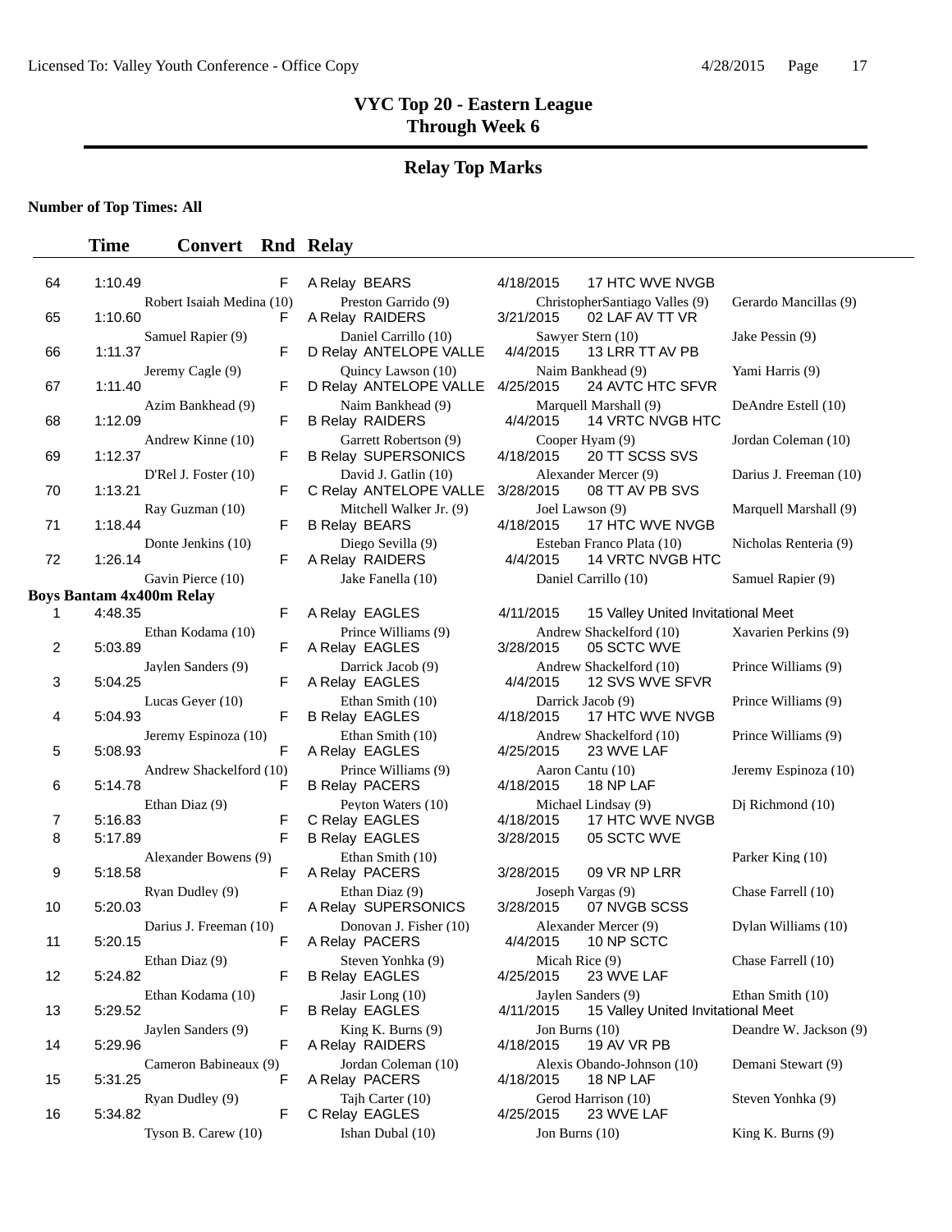# VYC Top 20 - Eastern League
## Through Week 6

## Relay Top Marks

**Number of Top Times: All**

| | Time | Convert | Rnd | Relay | | | |
|---|---|---|---|---|---|---|---|
| 64 | 1:10.49 | | F | A Relay BEARS | 4/18/2015 17 HTC WVE NVGB | | |
| | | Robert Isaiah Medina (10) | | Preston Garrido (9) | ChristopherSantiago Valles (9) | Gerardo Mancillas (9) | |
| 65 | 1:10.60 | | F | A Relay RAIDERS | 3/21/2015 02 LAF AV TT VR | | |
| | | Samuel Rapier (9) | | Daniel Carrillo (10) | Sawyer Stern (10) | Jake Pessin (9) | |
| 66 | 1:11.37 | | F | D Relay ANTELOPE VALLE | 4/4/2015 13 LRR TT AV PB | | |
| | | Jeremy Cagle (9) | | Quincy Lawson (10) | Naim Bankhead (9) | Yami Harris (9) | |
| 67 | 1:11.40 | | F | D Relay ANTELOPE VALLE | 4/25/2015 24 AVTC HTC SFVR | | |
| | | Azim Bankhead (9) | | Naim Bankhead (9) | Marquell Marshall (9) | DeAndre Estell (10) | |
| 68 | 1:12.09 | | F | B Relay RAIDERS | 4/4/2015 14 VRTC NVGB HTC | | |
| | | Andrew Kinne (10) | | Garrett Robertson (9) | Cooper Hyam (9) | Jordan Coleman (10) | |
| 69 | 1:12.37 | | F | B Relay SUPERSONICS | 4/18/2015 20 TT SCSS SVS | | |
| | | D'Rel J. Foster (10) | | David J. Gatlin (10) | Alexander Mercer (9) | Darius J. Freeman (10) | |
| 70 | 1:13.21 | | F | C Relay ANTELOPE VALLE | 3/28/2015 08 TT AV PB SVS | | |
| | | Ray Guzman (10) | | Mitchell Walker Jr. (9) | Joel Lawson (9) | Marquell Marshall (9) | |
| 71 | 1:18.44 | | F | B Relay BEARS | 4/18/2015 17 HTC WVE NVGB | | |
| | | Donte Jenkins (10) | | Diego Sevilla (9) | Esteban Franco Plata (10) | Nicholas Renteria (9) | |
| 72 | 1:26.14 | | F | A Relay RAIDERS | 4/4/2015 14 VRTC NVGB HTC | | |
| | | Gavin Pierce (10) | | Jake Fanella (10) | Daniel Carrillo (10) | Samuel Rapier (9) | |

**Boys Bantam 4x400m Relay**

| | Time | Convert | Rnd | Relay | | | |
|---|---|---|---|---|---|---|---|
| 1 | 4:48.35 | | F | A Relay EAGLES | 4/11/2015 15 Valley United Invitational Meet | | |
| | | Ethan Kodama (10) | | Prince Williams (9) | Andrew Shackelford (10) | Xavarien Perkins (9) | |
| 2 | 5:03.89 | | F | A Relay EAGLES | 3/28/2015 05 SCTC WVE | | |
| | | Jaylen Sanders (9) | | Darrick Jacob (9) | Andrew Shackelford (10) | Prince Williams (9) | |
| 3 | 5:04.25 | | F | A Relay EAGLES | 4/4/2015 12 SVS WVE SFVR | | |
| | | Lucas Geyer (10) | | Ethan Smith (10) | Darrick Jacob (9) | Prince Williams (9) | |
| 4 | 5:04.93 | | F | B Relay EAGLES | 4/18/2015 17 HTC WVE NVGB | | |
| | | Jeremy Espinoza (10) | | Ethan Smith (10) | Andrew Shackelford (10) | Prince Williams (9) | |
| 5 | 5:08.93 | | F | A Relay EAGLES | 4/25/2015 23 WVE LAF | | |
| | | Andrew Shackelford (10) | | Prince Williams (9) | Aaron Cantu (10) | Jeremy Espinoza (10) | |
| 6 | 5:14.78 | | F | B Relay PACERS | 4/18/2015 18 NP LAF | | |
| | | Ethan Diaz (9) | | Peyton Waters (10) | Michael Lindsay (9) | Dj Richmond (10) | |
| 7 | 5:16.83 | | F | C Relay EAGLES | 4/18/2015 17 HTC WVE NVGB | | |
| 8 | 5:17.89 | | F | B Relay EAGLES | 3/28/2015 05 SCTC WVE | | |
| | | Alexander Bowens (9) | | Ethan Smith (10) | | Parker King (10) | |
| 9 | 5:18.58 | | F | A Relay PACERS | 3/28/2015 09 VR NP LRR | | |
| | | Ryan Dudley (9) | | Ethan Diaz (9) | Joseph Vargas (9) | Chase Farrell (10) | |
| 10 | 5:20.03 | | F | A Relay SUPERSONICS | 3/28/2015 07 NVGB SCSS | | |
| | | Darius J. Freeman (10) | | Donovan J. Fisher (10) | Alexander Mercer (9) | Dylan Williams (10) | |
| 11 | 5:20.15 | | F | A Relay PACERS | 4/4/2015 10 NP SCTC | | |
| | | Ethan Diaz (9) | | Steven Yonhka (9) | Micah Rice (9) | Chase Farrell (10) | |
| 12 | 5:24.82 | | F | B Relay EAGLES | 4/25/2015 23 WVE LAF | | |
| | | Ethan Kodama (10) | | Jasir Long (10) | Jaylen Sanders (9) | Ethan Smith (10) | |
| 13 | 5:29.52 | | F | B Relay EAGLES | 4/11/2015 15 Valley United Invitational Meet | | |
| | | Jaylen Sanders (9) | | King K. Burns (9) | Jon Burns (10) | Deandre W. Jackson (9) | |
| 14 | 5:29.96 | | F | A Relay RAIDERS | 4/18/2015 19 AV VR PB | | |
| | | Cameron Babineaux (9) | | Jordan Coleman (10) | Alexis Obando-Johnson (10) | Demani Stewart (9) | |
| 15 | 5:31.25 | | F | A Relay PACERS | 4/18/2015 18 NP LAF | | |
| | | Ryan Dudley (9) | | Tajh Carter (10) | Gerod Harrison (10) | Steven Yonhka (9) | |
| 16 | 5:34.82 | | F | C Relay EAGLES | 4/25/2015 23 WVE LAF | | |
| | | Tyson B. Carew (10) | | Ishan Dubal (10) | Jon Burns (10) | King K. Burns (9) | |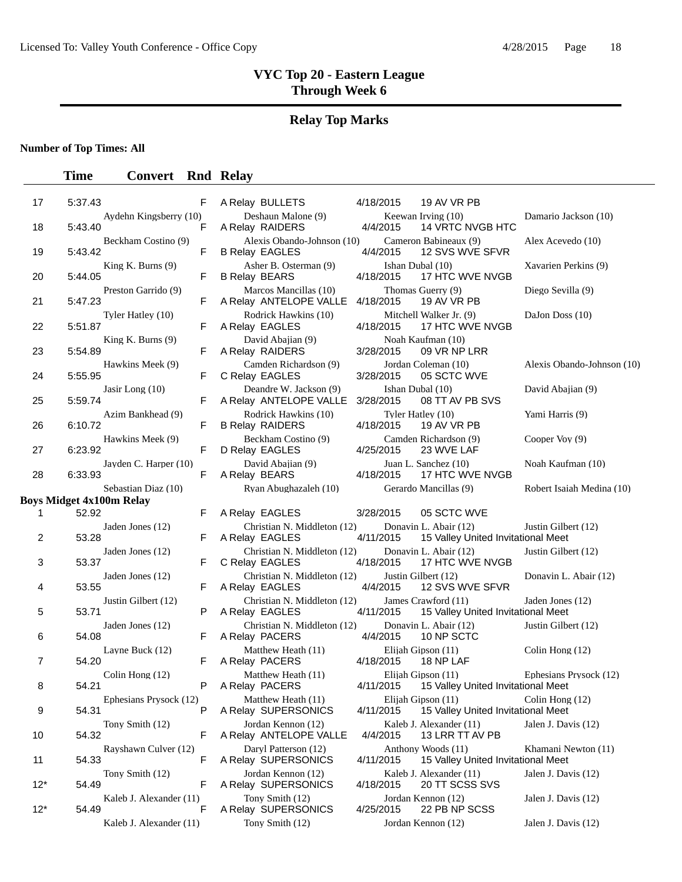# VYC Top 20 - Eastern League
## Through Week 6

## Relay Top Marks

**Number of Top Times: All**

| | Time | Convert | Rnd | Relay | Date | Meet | |
|---|---|---|---|---|---|---|---|
| 17 | 5:37.43 | | F | A Relay BULLETS | 4/18/2015 | 19 AV VR PB | |
| | Aydehn Kingsberry (10) | | | Deshaun Malone (9) | Keewan Irving (10) | | Damario Jackson (10) |
| 18 | 5:43.40 | | F | A Relay RAIDERS | 4/4/2015 | 14 VRTC NVGB HTC | |
| | Beckham Costino (9) | | | Alexis Obando-Johnson (10) | Cameron Babineaux (9) | | Alex Acevedo (10) |
| 19 | 5:43.42 | | F | B Relay EAGLES | 4/4/2015 | 12 SVS WVE SFVR | |
| | King K. Burns (9) | | | Asher B. Osterman (9) | Ishan Dubal (10) | | Xavarien Perkins (9) |
| 20 | 5:44.05 | | F | B Relay BEARS | 4/18/2015 | 17 HTC WVE NVGB | |
| | Preston Garrido (9) | | | Marcos Mancillas (10) | Thomas Guerry (9) | | Diego Sevilla (9) |
| 21 | 5:47.23 | | F | A Relay ANTELOPE VALLE | 4/18/2015 | 19 AV VR PB | |
| | Tyler Hatley (10) | | | Rodrick Hawkins (10) | Mitchell Walker Jr. (9) | | DaJon Doss (10) |
| 22 | 5:51.87 | | F | A Relay EAGLES | 4/18/2015 | 17 HTC WVE NVGB | |
| | King K. Burns (9) | | | David Abajian (9) | Noah Kaufman (10) | | |
| 23 | 5:54.89 | | F | A Relay RAIDERS | 3/28/2015 | 09 VR NP LRR | |
| | Hawkins Meek (9) | | | Camden Richardson (9) | Jordan Coleman (10) | | Alexis Obando-Johnson (10) |
| 24 | 5:55.95 | | F | C Relay EAGLES | 3/28/2015 | 05 SCTC WVE | |
| | Jasir Long (10) | | | Deandre W. Jackson (9) | Ishan Dubal (10) | | David Abajian (9) |
| 25 | 5:59.74 | | F | A Relay ANTELOPE VALLE | 3/28/2015 | 08 TT AV PB SVS | |
| | Azim Bankhead (9) | | | Rodrick Hawkins (10) | Tyler Hatley (10) | | Yami Harris (9) |
| 26 | 6:10.72 | | F | B Relay RAIDERS | 4/18/2015 | 19 AV VR PB | |
| | Hawkins Meek (9) | | | Beckham Costino (9) | Camden Richardson (9) | | Cooper Voy (9) |
| 27 | 6:23.92 | | F | D Relay EAGLES | 4/25/2015 | 23 WVE LAF | |
| | Jayden C. Harper (10) | | | David Abajian (9) | Juan L. Sanchez (10) | | Noah Kaufman (10) |
| 28 | 6:33.93 | | F | A Relay BEARS | 4/18/2015 | 17 HTC WVE NVGB | |
| | Sebastian Diaz (10) | | | Ryan Abughazaleh (10) | Gerardo Mancillas (9) | | Robert Isaiah Medina (10) |

**Boys Midget 4x100m Relay**

| | Time | Convert | Rnd | Relay | Date | Meet | |
|---|---|---|---|---|---|---|---|
| 1 | 52.92 | | F | A Relay EAGLES | 3/28/2015 | 05 SCTC WVE | |
| | Jaden Jones (12) | | | Christian N. Middleton (12) | Donavin L. Abair (12) | | Justin Gilbert (12) |
| 2 | 53.28 | | F | A Relay EAGLES | 4/11/2015 | 15 Valley United Invitational Meet | |
| | Jaden Jones (12) | | | Christian N. Middleton (12) | Donavin L. Abair (12) | | Justin Gilbert (12) |
| 3 | 53.37 | | F | C Relay EAGLES | 4/18/2015 | 17 HTC WVE NVGB | |
| | Jaden Jones (12) | | | Christian N. Middleton (12) | Justin Gilbert (12) | | Donavin L. Abair (12) |
| 4 | 53.55 | | F | A Relay EAGLES | 4/4/2015 | 12 SVS WVE SFVR | |
| | Justin Gilbert (12) | | | Christian N. Middleton (12) | James Crawford (11) | | Jaden Jones (12) |
| 5 | 53.71 | | P | A Relay EAGLES | 4/11/2015 | 15 Valley United Invitational Meet | |
| | Jaden Jones (12) | | | Christian N. Middleton (12) | Donavin L. Abair (12) | | Justin Gilbert (12) |
| 6 | 54.08 | | F | A Relay PACERS | 4/4/2015 | 10 NP SCTC | |
| | Layne Buck (12) | | | Matthew Heath (11) | Elijah Gipson (11) | | Colin Hong (12) |
| 7 | 54.20 | | F | A Relay PACERS | 4/18/2015 | 18 NP LAF | |
| | Colin Hong (12) | | | Matthew Heath (11) | Elijah Gipson (11) | | Ephesians Prysock (12) |
| 8 | 54.21 | | P | A Relay PACERS | 4/11/2015 | 15 Valley United Invitational Meet | |
| | Ephesians Prysock (12) | | | Matthew Heath (11) | Elijah Gipson (11) | | Colin Hong (12) |
| 9 | 54.31 | | P | A Relay SUPERSONICS | 4/11/2015 | 15 Valley United Invitational Meet | |
| | Tony Smith (12) | | | Jordan Kennon (12) | Kaleb J. Alexander (11) | | Jalen J. Davis (12) |
| 10 | 54.32 | | F | A Relay ANTELOPE VALLE | 4/4/2015 | 13 LRR TT AV PB | |
| | Rayshawn Culver (12) | | | Daryl Patterson (12) | Anthony Woods (11) | | Khamani Newton (11) |
| 11 | 54.33 | | F | A Relay SUPERSONICS | 4/11/2015 | 15 Valley United Invitational Meet | |
| | Tony Smith (12) | | | Jordan Kennon (12) | Kaleb J. Alexander (11) | | Jalen J. Davis (12) |
| 12* | 54.49 | | F | A Relay SUPERSONICS | 4/18/2015 | 20 TT SCSS SVS | |
| | Kaleb J. Alexander (11) | | | Tony Smith (12) | Jordan Kennon (12) | | Jalen J. Davis (12) |
| 12* | 54.49 | | F | A Relay SUPERSONICS | 4/25/2015 | 22 PB NP SCSS | |
| | Kaleb J. Alexander (11) | | | Tony Smith (12) | Jordan Kennon (12) | | Jalen J. Davis (12) |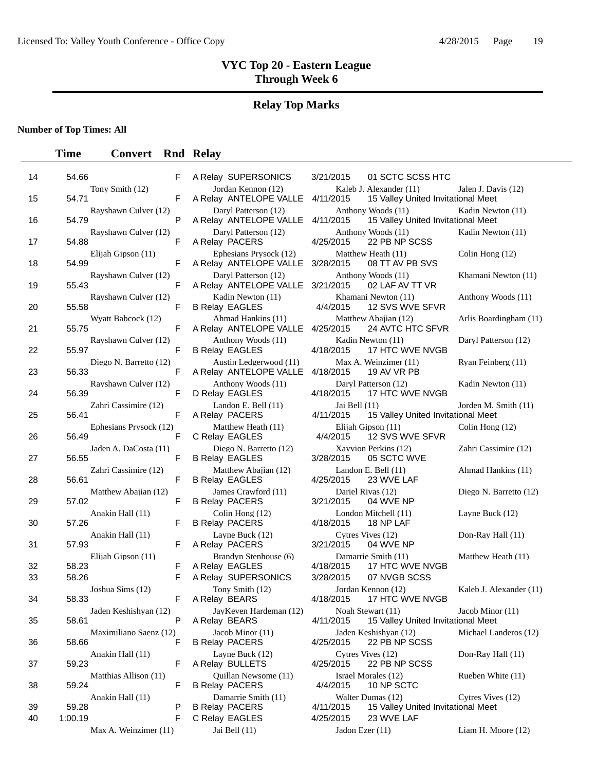# VYC Top 20 - Eastern League
## Through Week 6

## Relay Top Marks

**Number of Top Times: All**

| | Time | Convert | Rnd | Relay | | | |
|---|---|---|---|---|---|---|---|
| 14 | 54.66 | | F | A Relay SUPERSONICS | 3/21/2015 | 01 SCTC SCSS HTC | |
| | Tony Smith (12) | | | Jordan Kennon (12) | Kaleb J. Alexander (11) | | Jalen J. Davis (12) |
| 15 | 54.71 | | F | A Relay ANTELOPE VALLE | 4/11/2015 | 15 Valley United Invitational Meet | |
| | Rayshawn Culver (12) | | | Daryl Patterson (12) | Anthony Woods (11) | | Kadin Newton (11) |
| 16 | 54.79 | | P | A Relay ANTELOPE VALLE | 4/11/2015 | 15 Valley United Invitational Meet | |
| | Rayshawn Culver (12) | | | Daryl Patterson (12) | Anthony Woods (11) | | Kadin Newton (11) |
| 17 | 54.88 | | F | A Relay PACERS | 4/25/2015 | 22 PB NP SCSS | |
| | Elijah Gipson (11) | | | Ephesians Prysock (12) | Matthew Heath (11) | | Colin Hong (12) |
| 18 | 54.99 | | F | A Relay ANTELOPE VALLE | 3/28/2015 | 08 TT AV PB SVS | |
| | Rayshawn Culver (12) | | | Daryl Patterson (12) | Anthony Woods (11) | | Khamani Newton (11) |
| 19 | 55.43 | | F | A Relay ANTELOPE VALLE | 3/21/2015 | 02 LAF AV TT VR | |
| | Rayshawn Culver (12) | | | Kadin Newton (11) | Khamani Newton (11) | | Anthony Woods (11) |
| 20 | 55.58 | | F | B Relay EAGLES | 4/4/2015 | 12 SVS WVE SFVR | |
| | Wyatt Babcock (12) | | | Ahmad Hankins (11) | Matthew Abajian (12) | | Arlis Boardingham (11) |
| 21 | 55.75 | | F | A Relay ANTELOPE VALLE | 4/25/2015 | 24 AVTC HTC SFVR | |
| | Rayshawn Culver (12) | | | Anthony Woods (11) | Kadin Newton (11) | | Daryl Patterson (12) |
| 22 | 55.97 | | F | B Relay EAGLES | 4/18/2015 | 17 HTC WVE NVGB | |
| | Diego N. Barretto (12) | | | Austin Ledgerwood (11) | Max A. Weinzimer (11) | | Ryan Feinberg (11) |
| 23 | 56.33 | | F | A Relay ANTELOPE VALLE | 4/18/2015 | 19 AV VR PB | |
| | Rayshawn Culver (12) | | | Anthony Woods (11) | Daryl Patterson (12) | | Kadin Newton (11) |
| 24 | 56.39 | | F | D Relay EAGLES | 4/18/2015 | 17 HTC WVE NVGB | |
| | Zahri Cassimire (12) | | | Landon E. Bell (11) | Jai Bell (11) | | Jorden M. Smith (11) |
| 25 | 56.41 | | F | A Relay PACERS | 4/11/2015 | 15 Valley United Invitational Meet | |
| | Ephesians Prysock (12) | | | Matthew Heath (11) | Elijah Gipson (11) | | Colin Hong (12) |
| 26 | 56.49 | | F | C Relay EAGLES | 4/4/2015 | 12 SVS WVE SFVR | |
| | Jaden A. DaCosta (11) | | | Diego N. Barretto (12) | Xayvion Perkins (12) | | Zahri Cassimire (12) |
| 27 | 56.55 | | F | B Relay EAGLES | 3/28/2015 | 05 SCTC WVE | |
| | Zahri Cassimire (12) | | | Matthew Abajian (12) | Landon E. Bell (11) | | Ahmad Hankins (11) |
| 28 | 56.61 | | F | B Relay EAGLES | 4/25/2015 | 23 WVE LAF | |
| | Matthew Abajian (12) | | | James Crawford (11) | Dariel Rivas (12) | | Diego N. Barretto (12) |
| 29 | 57.02 | | F | B Relay PACERS | 3/21/2015 | 04 WVE NP | |
| | Anakin Hall (11) | | | Colin Hong (12) | London Mitchell (11) | | Layne Buck (12) |
| 30 | 57.26 | | F | B Relay PACERS | 4/18/2015 | 18 NP LAF | |
| | Anakin Hall (11) | | | Layne Buck (12) | Cytres Vives (12) | | Don-Ray Hall (11) |
| 31 | 57.93 | | F | A Relay PACERS | 3/21/2015 | 04 WVE NP | |
| | Elijah Gipson (11) | | | Brandyn Stenhouse (6) | Damarrie Smith (11) | | Matthew Heath (11) |
| 32 | 58.23 | | F | A Relay EAGLES | 4/18/2015 | 17 HTC WVE NVGB | |
| 33 | 58.26 | | F | A Relay SUPERSONICS | 3/28/2015 | 07 NVGB SCSS | |
| | Joshua Sims (12) | | | Tony Smith (12) | Jordan Kennon (12) | | Kaleb J. Alexander (11) |
| 34 | 58.33 | | F | A Relay BEARS | 4/18/2015 | 17 HTC WVE NVGB | |
| | Jaden Keshishyan (12) | | | JayKeven Hardeman (12) | Noah Stewart (11) | | Jacob Minor (11) |
| 35 | 58.61 | | P | A Relay BEARS | 4/11/2015 | 15 Valley United Invitational Meet | |
| | Maximiliano Saenz (12) | | | Jacob Minor (11) | Jaden Keshishyan (12) | | Michael Landeros (12) |
| 36 | 58.66 | | F | B Relay PACERS | 4/25/2015 | 22 PB NP SCSS | |
| | Anakin Hall (11) | | | Layne Buck (12) | Cytres Vives (12) | | Don-Ray Hall (11) |
| 37 | 59.23 | | F | A Relay BULLETS | 4/25/2015 | 22 PB NP SCSS | |
| | Matthias Allison (11) | | | Quillan Newsome (11) | Israel Morales (12) | | Rueben White (11) |
| 38 | 59.24 | | F | B Relay PACERS | 4/4/2015 | 10 NP SCTC | |
| | Anakin Hall (11) | | | Damarrie Smith (11) | Walter Dumas (12) | | Cytres Vives (12) |
| 39 | 59.28 | | P | B Relay PACERS | 4/11/2015 | 15 Valley United Invitational Meet | |
| 40 | 1:00.19 | | F | C Relay EAGLES | 4/25/2015 | 23 WVE LAF | |
| | Max A. Weinzimer (11) | | | Jai Bell (11) | Jadon Ezer (11) | | Liam H. Moore (12) |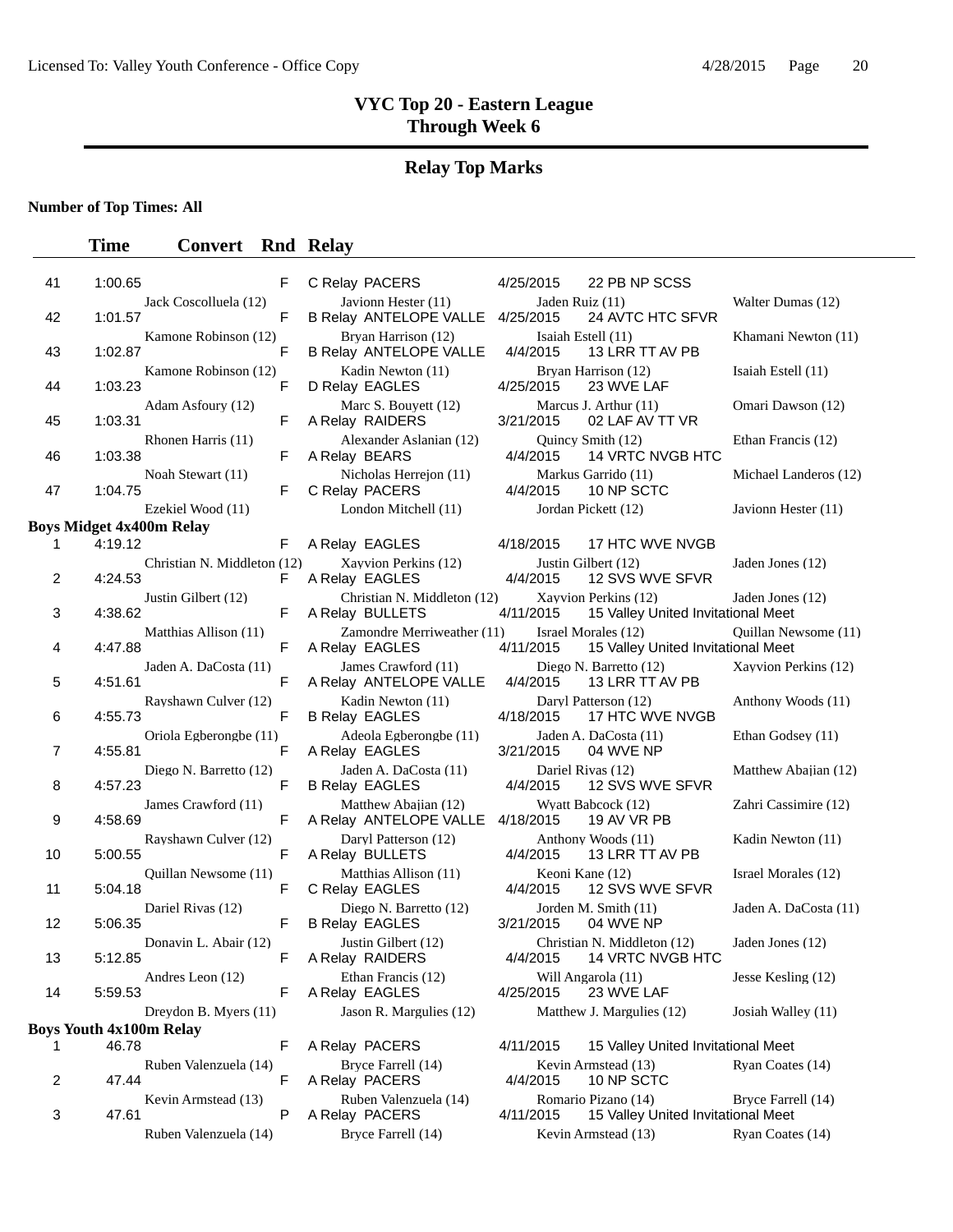# VYC Top 20 - Eastern League
## Through Week 6

## Relay Top Marks

**Number of Top Times: All**

| | Time | Convert | Rnd | Relay | | | |
|---|---|---|---|---|---|---|---|
| 41 | 1:00.65 | | F | C Relay PACERS | 4/25/2015 | 22 PB NP SCSS | |
| | Jack Coscolluela (12) | | | Javionn Hester (11) | Jaden Ruiz (11) | | Walter Dumas (12) |
| 42 | 1:01.57 | | F | B Relay ANTELOPE VALLE | 4/25/2015 | 24 AVTC HTC SFVR | |
| | Kamone Robinson (12) | | | Bryan Harrison (12) | Isaiah Estell (11) | | Khamani Newton (11) |
| 43 | 1:02.87 | | F | B Relay ANTELOPE VALLE | 4/4/2015 | 13 LRR TT AV PB | |
| | Kamone Robinson (12) | | | Kadin Newton (11) | Bryan Harrison (12) | | Isaiah Estell (11) |
| 44 | 1:03.23 | | F | D Relay EAGLES | 4/25/2015 | 23 WVE LAF | |
| | Adam Asfoury (12) | | | Marc S. Bouyett (12) | Marcus J. Arthur (11) | | Omari Dawson (12) |
| 45 | 1:03.31 | | F | A Relay RAIDERS | 3/21/2015 | 02 LAF AV TT VR | |
| | Rhonen Harris (11) | | | Alexander Aslanian (12) | Quincy Smith (12) | | Ethan Francis (12) |
| 46 | 1:03.38 | | F | A Relay BEARS | 4/4/2015 | 14 VRTC NVGB HTC | |
| | Noah Stewart (11) | | | Nicholas Herrejon (11) | Markus Garrido (11) | | Michael Landeros (12) |
| 47 | 1:04.75 | | F | C Relay PACERS | 4/4/2015 | 10 NP SCTC | |
| | Ezekiel Wood (11) | | | London Mitchell (11) | Jordan Pickett (12) | | Javionn Hester (11) |

**Boys Midget 4x400m Relay**

| | Time | Convert | Rnd | Relay | | | |
|---|---|---|---|---|---|---|---|
| 1 | 4:19.12 | | F | A Relay EAGLES | 4/18/2015 | 17 HTC WVE NVGB | |
| | Christian N. Middleton (12) | | | Xayvion Perkins (12) | Justin Gilbert (12) | | Jaden Jones (12) |
| 2 | 4:24.53 | | F | A Relay EAGLES | 4/4/2015 | 12 SVS WVE SFVR | |
| | Justin Gilbert (12) | | | Christian N. Middleton (12) | Xayvion Perkins (12) | | Jaden Jones (12) |
| 3 | 4:38.62 | | F | A Relay BULLETS | 4/11/2015 | 15 Valley United Invitational Meet | |
| | Matthias Allison (11) | | | Zamondre Merriweather (11) | Israel Morales (12) | | Quillan Newsome (11) |
| 4 | 4:47.88 | | F | A Relay EAGLES | 4/11/2015 | 15 Valley United Invitational Meet | |
| | Jaden A. DaCosta (11) | | | James Crawford (11) | Diego N. Barretto (12) | | Xayvion Perkins (12) |
| 5 | 4:51.61 | | F | A Relay ANTELOPE VALLE | 4/4/2015 | 13 LRR TT AV PB | |
| | Rayshawn Culver (12) | | | Kadin Newton (11) | Daryl Patterson (12) | | Anthony Woods (11) |
| 6 | 4:55.73 | | F | B Relay EAGLES | 4/18/2015 | 17 HTC WVE NVGB | |
| | Oriola Egberongbe (11) | | | Adeola Egberongbe (11) | Jaden A. DaCosta (11) | | Ethan Godsey (11) |
| 7 | 4:55.81 | | F | A Relay EAGLES | 3/21/2015 | 04 WVE NP | |
| | Diego N. Barretto (12) | | | Jaden A. DaCosta (11) | Dariel Rivas (12) | | Matthew Abajian (12) |
| 8 | 4:57.23 | | F | B Relay EAGLES | 4/4/2015 | 12 SVS WVE SFVR | |
| | James Crawford (11) | | | Matthew Abajian (12) | Wyatt Babcock (12) | | Zahri Cassimire (12) |
| 9 | 4:58.69 | | F | A Relay ANTELOPE VALLE | 4/18/2015 | 19 AV VR PB | |
| | Rayshawn Culver (12) | | | Daryl Patterson (12) | Anthony Woods (11) | | Kadin Newton (11) |
| 10 | 5:00.55 | | F | A Relay BULLETS | 4/4/2015 | 13 LRR TT AV PB | |
| | Quillan Newsome (11) | | | Matthias Allison (11) | Keoni Kane (12) | | Israel Morales (12) |
| 11 | 5:04.18 | | F | C Relay EAGLES | 4/4/2015 | 12 SVS WVE SFVR | |
| | Dariel Rivas (12) | | | Diego N. Barretto (12) | Jorden M. Smith (11) | | Jaden A. DaCosta (11) |
| 12 | 5:06.35 | | F | B Relay EAGLES | 3/21/2015 | 04 WVE NP | |
| | Donavin L. Abair (12) | | | Justin Gilbert (12) | Christian N. Middleton (12) | | Jaden Jones (12) |
| 13 | 5:12.85 | | F | A Relay RAIDERS | 4/4/2015 | 14 VRTC NVGB HTC | |
| | Andres Leon (12) | | | Ethan Francis (12) | Will Angarola (11) | | Jesse Kesling (12) |
| 14 | 5:59.53 | | F | A Relay EAGLES | 4/25/2015 | 23 WVE LAF | |
| | Dreydon B. Myers (11) | | | Jason R. Margulies (12) | Matthew J. Margulies (12) | | Josiah Walley (11) |

**Boys Youth 4x100m Relay**

| | Time | Convert | Rnd | Relay | | | |
|---|---|---|---|---|---|---|---|
| 1 | 46.78 | | F | A Relay PACERS | 4/11/2015 | 15 Valley United Invitational Meet | |
| | Ruben Valenzuela (14) | | | Bryce Farrell (14) | Kevin Armstead (13) | | Ryan Coates (14) |
| 2 | 47.44 | | F | A Relay PACERS | 4/4/2015 | 10 NP SCTC | |
| | Kevin Armstead (13) | | | Ruben Valenzuela (14) | Romario Pizano (14) | | Bryce Farrell (14) |
| 3 | 47.61 | | P | A Relay PACERS | 4/11/2015 | 15 Valley United Invitational Meet | |
| | Ruben Valenzuela (14) | | | Bryce Farrell (14) | Kevin Armstead (13) | | Ryan Coates (14) |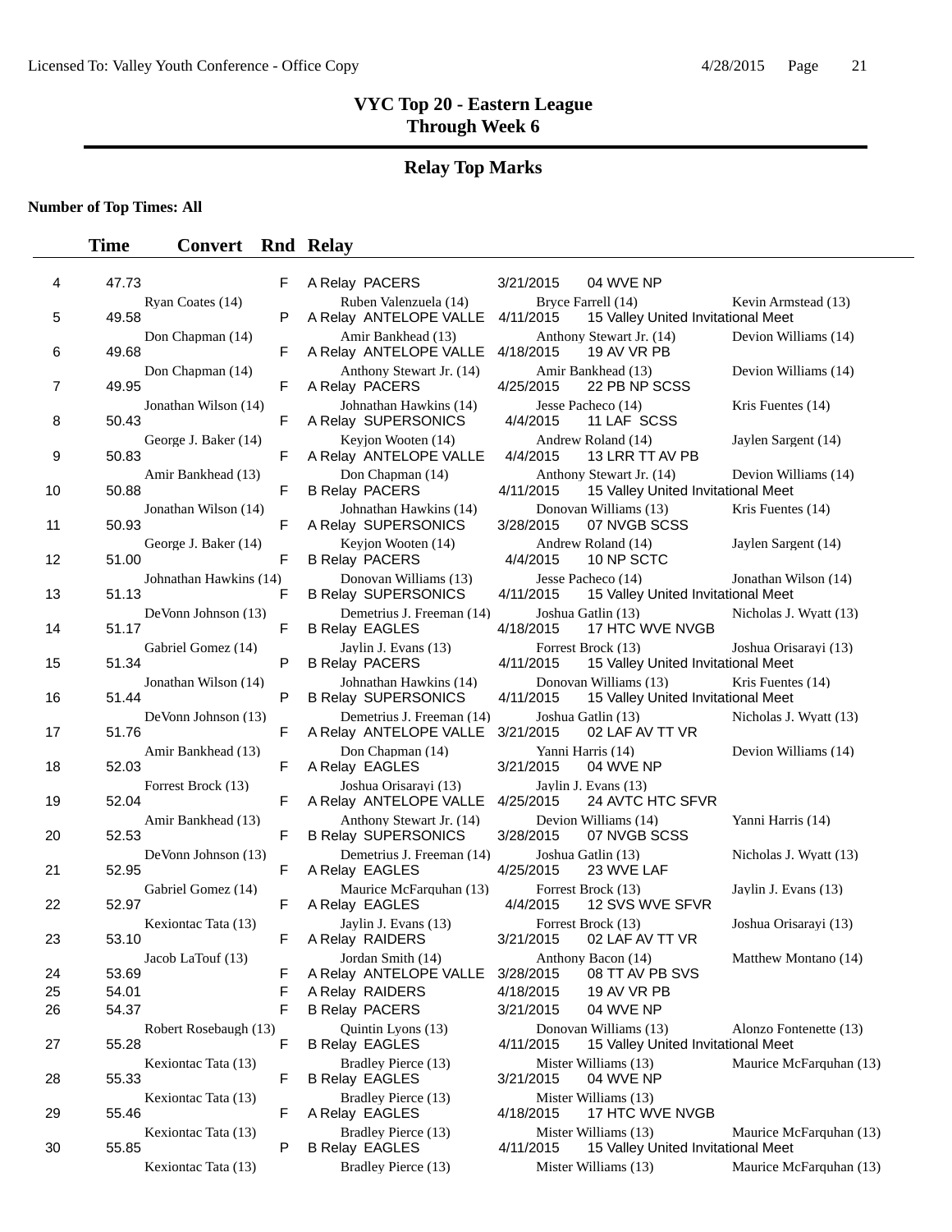# VYC Top 20 - Eastern League
## Through Week 6

### Relay Top Marks

**Number of Top Times: All**

| | Time | Convert | Rnd | Relay | | |
|---|---|---|---|---|---|---|
| 4 | 47.73 | | F | A Relay PACERS | 3/21/2015 | 04 WVE NP |
| | Ryan Coates (14) | | | Ruben Valenzuela (14) | Bryce Farrell (14) | Kevin Armstead (13) |
| 5 | 49.58 | | P | A Relay ANTELOPE VALLE | 4/11/2015 | 15 Valley United Invitational Meet |
| | Don Chapman (14) | | | Amir Bankhead (13) | Anthony Stewart Jr. (14) | Devion Williams (14) |
| 6 | 49.68 | | F | A Relay ANTELOPE VALLE | 4/18/2015 | 19 AV VR PB |
| | Don Chapman (14) | | | Anthony Stewart Jr. (14) | Amir Bankhead (13) | Devion Williams (14) |
| 7 | 49.95 | | F | A Relay PACERS | 4/25/2015 | 22 PB NP SCSS |
| | Jonathan Wilson (14) | | | Johnathan Hawkins (14) | Jesse Pacheco (14) | Kris Fuentes (14) |
| 8 | 50.43 | | F | A Relay SUPERSONICS | 4/4/2015 | 11 LAF SCSS |
| | George J. Baker (14) | | | Keyjon Wooten (14) | Andrew Roland (14) | Jaylen Sargent (14) |
| 9 | 50.83 | | F | A Relay ANTELOPE VALLE | 4/4/2015 | 13 LRR TT AV PB |
| | Amir Bankhead (13) | | | Don Chapman (14) | Anthony Stewart Jr. (14) | Devion Williams (14) |
| 10 | 50.88 | | F | B Relay PACERS | 4/11/2015 | 15 Valley United Invitational Meet |
| | Jonathan Wilson (14) | | | Johnathan Hawkins (14) | Donovan Williams (13) | Kris Fuentes (14) |
| 11 | 50.93 | | F | A Relay SUPERSONICS | 3/28/2015 | 07 NVGB SCSS |
| | George J. Baker (14) | | | Keyjon Wooten (14) | Andrew Roland (14) | Jaylen Sargent (14) |
| 12 | 51.00 | | F | B Relay PACERS | 4/4/2015 | 10 NP SCTC |
| | Johnathan Hawkins (14) | | | Donovan Williams (13) | Jesse Pacheco (14) | Jonathan Wilson (14) |
| 13 | 51.13 | | F | B Relay SUPERSONICS | 4/11/2015 | 15 Valley United Invitational Meet |
| | DeVonn Johnson (13) | | | Demetrius J. Freeman (14) | Joshua Gatlin (13) | Nicholas J. Wyatt (13) |
| 14 | 51.17 | | F | B Relay EAGLES | 4/18/2015 | 17 HTC WVE NVGB |
| | Gabriel Gomez (14) | | | Jaylin J. Evans (13) | Forrest Brock (13) | Joshua Orisarayi (13) |
| 15 | 51.34 | | P | B Relay PACERS | 4/11/2015 | 15 Valley United Invitational Meet |
| | Jonathan Wilson (14) | | | Johnathan Hawkins (14) | Donovan Williams (13) | Kris Fuentes (14) |
| 16 | 51.44 | | P | B Relay SUPERSONICS | 4/11/2015 | 15 Valley United Invitational Meet |
| | DeVonn Johnson (13) | | | Demetrius J. Freeman (14) | Joshua Gatlin (13) | Nicholas J. Wyatt (13) |
| 17 | 51.76 | | F | A Relay ANTELOPE VALLE | 3/21/2015 | 02 LAF AV TT VR |
| | Amir Bankhead (13) | | | Don Chapman (14) | Yanni Harris (14) | Devion Williams (14) |
| 18 | 52.03 | | F | A Relay EAGLES | 3/21/2015 | 04 WVE NP |
| | Forrest Brock (13) | | | Joshua Orisarayi (13) | Jaylin J. Evans (13) | |
| 19 | 52.04 | | F | A Relay ANTELOPE VALLE | 4/25/2015 | 24 AVTC HTC SFVR |
| | Amir Bankhead (13) | | | Anthony Stewart Jr. (14) | Devion Williams (14) | Yanni Harris (14) |
| 20 | 52.53 | | F | B Relay SUPERSONICS | 3/28/2015 | 07 NVGB SCSS |
| | DeVonn Johnson (13) | | | Demetrius J. Freeman (14) | Joshua Gatlin (13) | Nicholas J. Wyatt (13) |
| 21 | 52.95 | | F | A Relay EAGLES | 4/25/2015 | 23 WVE LAF |
| | Gabriel Gomez (14) | | | Maurice McFarquhan (13) | Forrest Brock (13) | Jaylin J. Evans (13) |
| 22 | 52.97 | | F | A Relay EAGLES | 4/4/2015 | 12 SVS WVE SFVR |
| | Kexiontac Tata (13) | | | Jaylin J. Evans (13) | Forrest Brock (13) | Joshua Orisarayi (13) |
| 23 | 53.10 | | F | A Relay RAIDERS | 3/21/2015 | 02 LAF AV TT VR |
| | Jacob LaTouf (13) | | | Jordan Smith (14) | Anthony Bacon (14) | Matthew Montano (14) |
| 24 | 53.69 | | F | A Relay ANTELOPE VALLE | 3/28/2015 | 08 TT AV PB SVS |
| 25 | 54.01 | | F | A Relay RAIDERS | 4/18/2015 | 19 AV VR PB |
| 26 | 54.37 | | F | B Relay PACERS | 3/21/2015 | 04 WVE NP |
| | Robert Rosebaugh (13) | | | Quintin Lyons (13) | Donovan Williams (13) | Alonzo Fontenette (13) |
| 27 | 55.28 | | F | B Relay EAGLES | 4/11/2015 | 15 Valley United Invitational Meet |
| | Kexiontac Tata (13) | | | Bradley Pierce (13) | Mister Williams (13) | Maurice McFarquhan (13) |
| 28 | 55.33 | | F | B Relay EAGLES | 3/21/2015 | 04 WVE NP |
| | Kexiontac Tata (13) | | | Bradley Pierce (13) | Mister Williams (13) | |
| 29 | 55.46 | | F | A Relay EAGLES | 4/18/2015 | 17 HTC WVE NVGB |
| | Kexiontac Tata (13) | | | Bradley Pierce (13) | Mister Williams (13) | Maurice McFarquhan (13) |
| 30 | 55.85 | | P | B Relay EAGLES | 4/11/2015 | 15 Valley United Invitational Meet |
| | Kexiontac Tata (13) | | | Bradley Pierce (13) | Mister Williams (13) | Maurice McFarquhan (13) |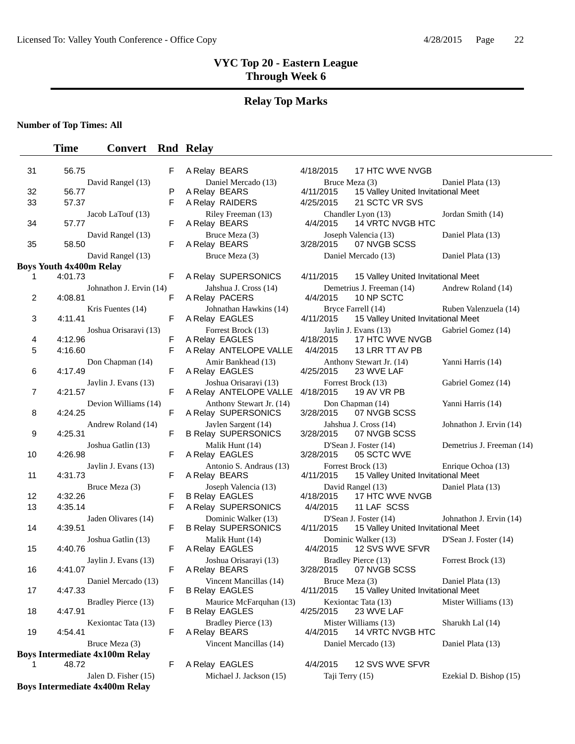# VYC Top 20 - Eastern League
## Through Week 6

## Relay Top Marks

**Number of Top Times: All**

| | Time | Convert | Rnd | Relay | | | |
|---|---|---|---|---|---|---|---|
| 31 | 56.75 | | F | A Relay BEARS | 4/18/2015 | 17 HTC WVE NVGB | |
| | David Rangel (13) | | | Daniel Mercado (13) | Bruce Meza (3) | | Daniel Plata (13) |
| 32 | 56.77 | | P | A Relay BEARS | 4/11/2015 | 15 Valley United Invitational Meet | |
| 33 | 57.37 | | F | A Relay RAIDERS | 4/25/2015 | 21 SCTC VR SVS | |
| | Jacob LaTouf (13) | | | Riley Freeman (13) | Chandler Lyon (13) | | Jordan Smith (14) |
| 34 | 57.77 | | F | A Relay BEARS | 4/4/2015 | 14 VRTC NVGB HTC | |
| | David Rangel (13) | | | Bruce Meza (3) | Joseph Valencia (13) | | Daniel Plata (13) |
| 35 | 58.50 | | F | A Relay BEARS | 3/28/2015 | 07 NVGB SCSS | |
| | David Rangel (13) | | | Bruce Meza (3) | Daniel Mercado (13) | | Daniel Plata (13) |

**Boys Youth 4x400m Relay**

| | Time | Convert | Rnd | Relay | | | |
|---|---|---|---|---|---|---|---|
| 1 | 4:01.73 | | F | A Relay SUPERSONICS | 4/11/2015 | 15 Valley United Invitational Meet | |
| | Johnathon J. Ervin (14) | | | Jahshua J. Cross (14) | Demetrius J. Freeman (14) | | Andrew Roland (14) |
| 2 | 4:08.81 | | F | A Relay PACERS | 4/4/2015 | 10 NP SCTC | |
| | Kris Fuentes (14) | | | Johnathan Hawkins (14) | Bryce Farrell (14) | | Ruben Valenzuela (14) |
| 3 | 4:11.41 | | F | A Relay EAGLES | 4/11/2015 | 15 Valley United Invitational Meet | |
| | Joshua Orisarayi (13) | | | Forrest Brock (13) | Jaylin J. Evans (13) | | Gabriel Gomez (14) |
| 4 | 4:12.96 | | F | A Relay EAGLES | 4/18/2015 | 17 HTC WVE NVGB | |
| 5 | 4:16.60 | | F | A Relay ANTELOPE VALLE | 4/4/2015 | 13 LRR TT AV PB | |
| | Don Chapman (14) | | | Amir Bankhead (13) | Anthony Stewart Jr. (14) | | Yanni Harris (14) |
| 6 | 4:17.49 | | F | A Relay EAGLES | 4/25/2015 | 23 WVE LAF | |
| | Jaylin J. Evans (13) | | | Joshua Orisarayi (13) | Forrest Brock (13) | | Gabriel Gomez (14) |
| 7 | 4:21.57 | | F | A Relay ANTELOPE VALLE | 4/18/2015 | 19 AV VR PB | |
| | Devion Williams (14) | | | Anthony Stewart Jr. (14) | Don Chapman (14) | | Yanni Harris (14) |
| 8 | 4:24.25 | | F | A Relay SUPERSONICS | 3/28/2015 | 07 NVGB SCSS | |
| | Andrew Roland (14) | | | Jaylen Sargent (14) | Jahshua J. Cross (14) | | Johnathon J. Ervin (14) |
| 9 | 4:25.31 | | F | B Relay SUPERSONICS | 3/28/2015 | 07 NVGB SCSS | |
| | Joshua Gatlin (13) | | | Malik Hunt (14) | D'Sean J. Foster (14) | | Demetrius J. Freeman (14) |
| 10 | 4:26.98 | | F | A Relay EAGLES | 3/28/2015 | 05 SCTC WVE | |
| | Jaylin J. Evans (13) | | | Antonio S. Andraus (13) | Forrest Brock (13) | | Enrique Ochoa (13) |
| 11 | 4:31.73 | | F | A Relay BEARS | 4/11/2015 | 15 Valley United Invitational Meet | |
| | Bruce Meza (3) | | | Joseph Valencia (13) | David Rangel (13) | | Daniel Plata (13) |
| 12 | 4:32.26 | | F | B Relay EAGLES | 4/18/2015 | 17 HTC WVE NVGB | |
| 13 | 4:35.14 | | F | A Relay SUPERSONICS | 4/4/2015 | 11 LAF SCSS | |
| | Jaden Olivares (14) | | | Dominic Walker (13) | D'Sean J. Foster (14) | | Johnathon J. Ervin (14) |
| 14 | 4:39.51 | | F | B Relay SUPERSONICS | 4/11/2015 | 15 Valley United Invitational Meet | |
| | Joshua Gatlin (13) | | | Malik Hunt (14) | Dominic Walker (13) | | D'Sean J. Foster (14) |
| 15 | 4:40.76 | | F | A Relay EAGLES | 4/4/2015 | 12 SVS WVE SFVR | |
| | Jaylin J. Evans (13) | | | Joshua Orisarayi (13) | Bradley Pierce (13) | | Forrest Brock (13) |
| 16 | 4:41.07 | | F | A Relay BEARS | 3/28/2015 | 07 NVGB SCSS | |
| | Daniel Mercado (13) | | | Vincent Mancillas (14) | Bruce Meza (3) | | Daniel Plata (13) |
| 17 | 4:47.33 | | F | B Relay EAGLES | 4/11/2015 | 15 Valley United Invitational Meet | |
| | Bradley Pierce (13) | | | Maurice McFarquhan (13) | Kexiontac Tata (13) | | Mister Williams (13) |
| 18 | 4:47.91 | | F | B Relay EAGLES | 4/25/2015 | 23 WVE LAF | |
| | Kexiontac Tata (13) | | | Bradley Pierce (13) | Mister Williams (13) | | Sharukh Lal (14) |
| 19 | 4:54.41 | | F | A Relay BEARS | 4/4/2015 | 14 VRTC NVGB HTC | |
| | Bruce Meza (3) | | | Vincent Mancillas (14) | Daniel Mercado (13) | | Daniel Plata (13) |

**Boys Intermediate 4x100m Relay**

| | Time | Convert | Rnd | Relay | | | |
|---|---|---|---|---|---|---|---|
| 1 | 48.72 | | F | A Relay EAGLES | 4/4/2015 | 12 SVS WVE SFVR | |
| | Jalen D. Fisher (15) | | | Michael J. Jackson (15) | Taji Terry (15) | | Ezekial D. Bishop (15) |

**Boys Intermediate 4x400m Relay**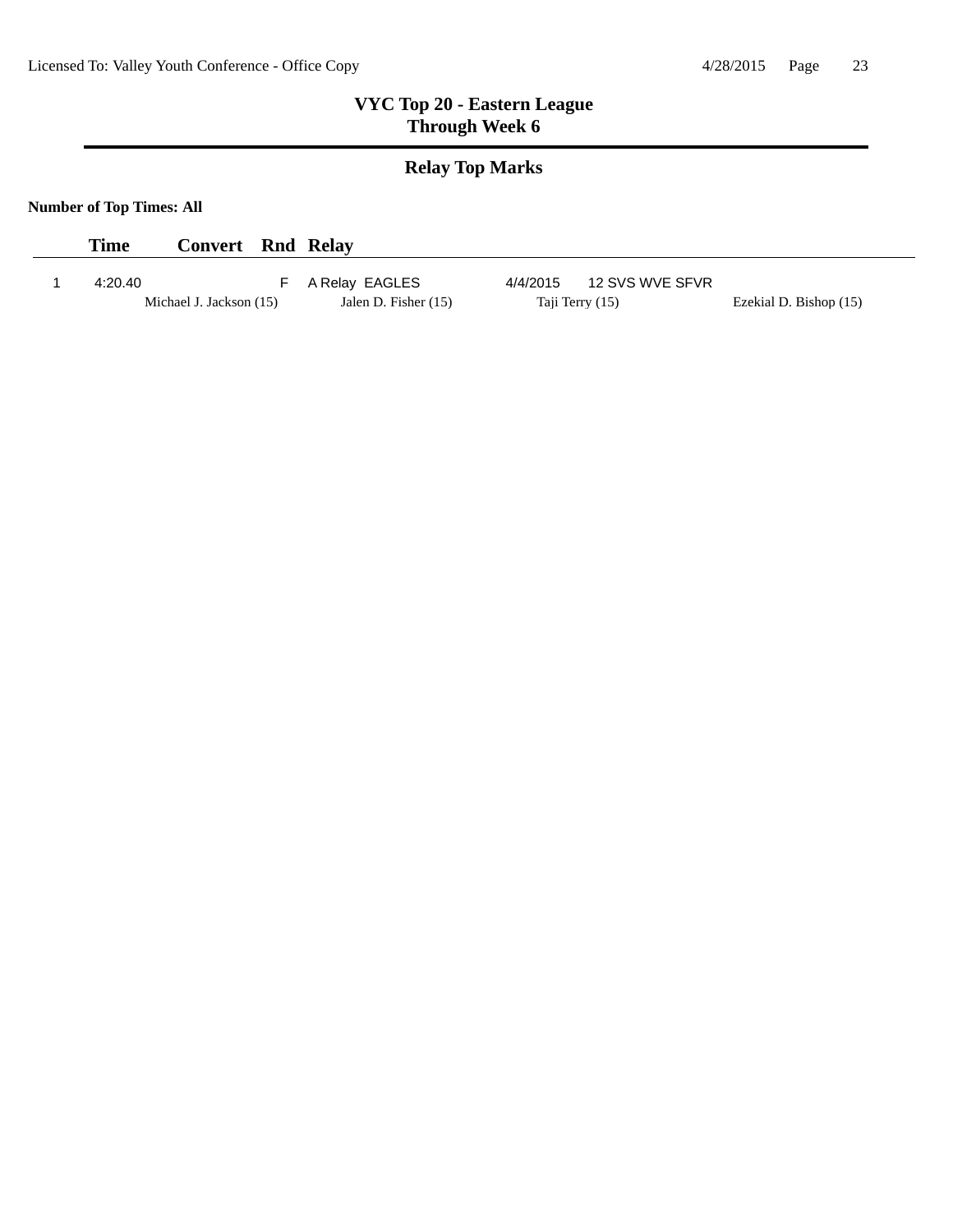# VYC Top 20 - Eastern League
## Through Week 6

### Relay Top Marks

**Number of Top Times: All**

| | Time | Convert | Rnd | Relay | | |
|---|---|---|---|---|---|---|
| 1 | 4:20.40 | | F | A Relay EAGLES | 4/4/2015 | 12 SVS WVE SFVR |
| | Michael J. Jackson (15) | | | Jalen D. Fisher (15) | Taji Terry (15) | Ezekial D. Bishop (15) |